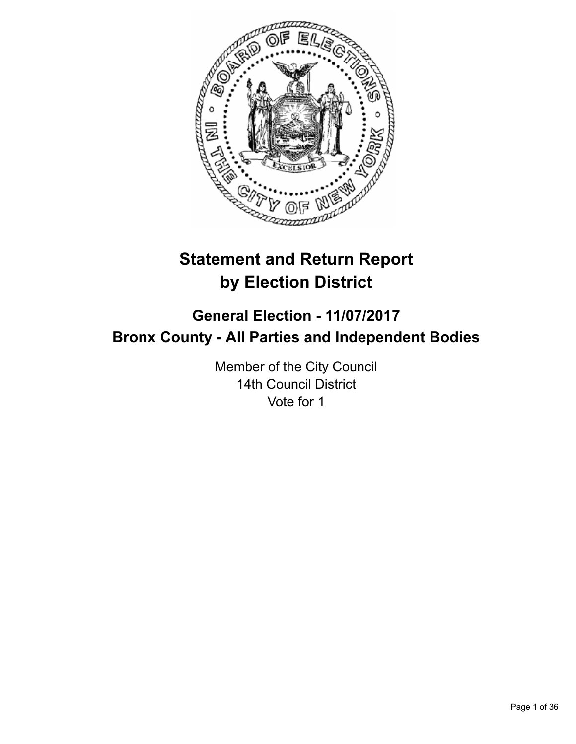# Statement and Return Report by Election District

## General Election - 11/07/2017
## Bronx County - All Parties and Independent Bodies

Member of the City Council
14th Council District
Vote for 1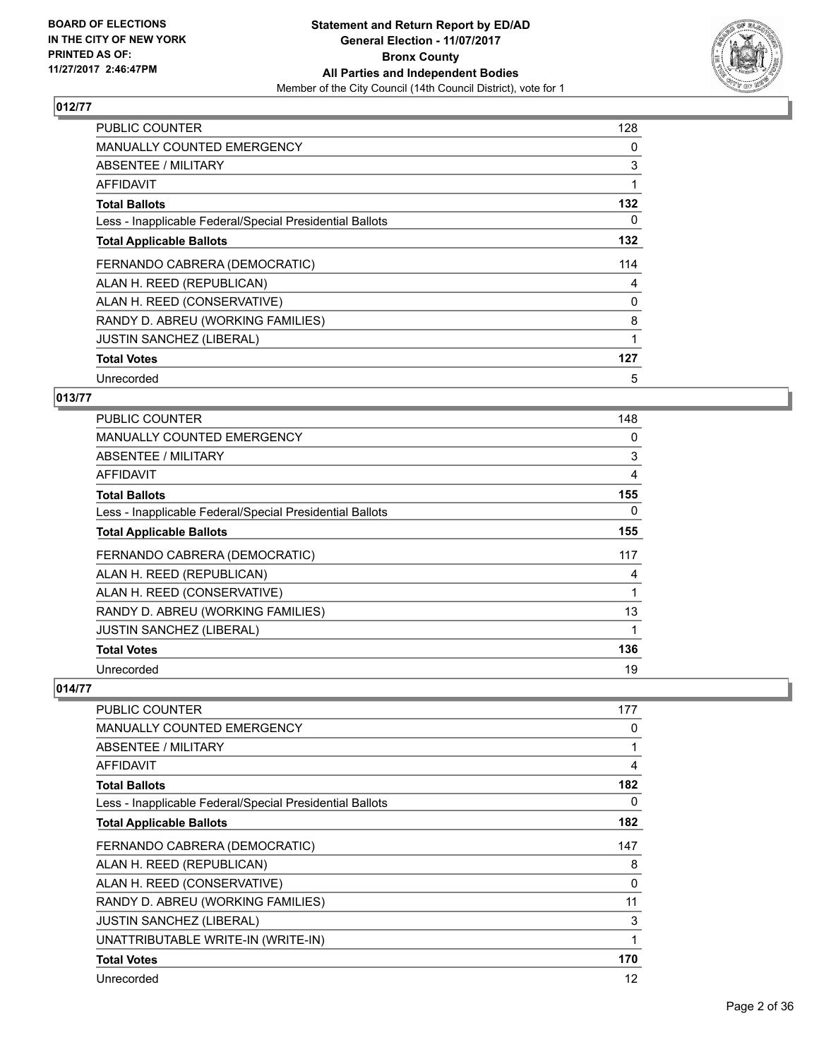## 012/77

| | |
|---|---|
| PUBLIC COUNTER | 128 |
| MANUALLY COUNTED EMERGENCY | 0 |
| ABSENTEE / MILITARY | 3 |
| AFFIDAVIT | 1 |
| **Total Ballots** | **132** |
| Less - Inapplicable Federal/Special Presidential Ballots | 0 |
| **Total Applicable Ballots** | **132** |
| FERNANDO CABRERA (DEMOCRATIC) | 114 |
| ALAN H. REED (REPUBLICAN) | 4 |
| ALAN H. REED (CONSERVATIVE) | 0 |
| RANDY D. ABREU (WORKING FAMILIES) | 8 |
| JUSTIN SANCHEZ (LIBERAL) | 1 |
| **Total Votes** | **127** |
| Unrecorded | 5 |

## 013/77

| | |
|---|---|
| PUBLIC COUNTER | 148 |
| MANUALLY COUNTED EMERGENCY | 0 |
| ABSENTEE / MILITARY | 3 |
| AFFIDAVIT | 4 |
| **Total Ballots** | **155** |
| Less - Inapplicable Federal/Special Presidential Ballots | 0 |
| **Total Applicable Ballots** | **155** |
| FERNANDO CABRERA (DEMOCRATIC) | 117 |
| ALAN H. REED (REPUBLICAN) | 4 |
| ALAN H. REED (CONSERVATIVE) | 1 |
| RANDY D. ABREU (WORKING FAMILIES) | 13 |
| JUSTIN SANCHEZ (LIBERAL) | 1 |
| **Total Votes** | **136** |
| Unrecorded | 19 |

## 014/77

| | |
|---|---|
| PUBLIC COUNTER | 177 |
| MANUALLY COUNTED EMERGENCY | 0 |
| ABSENTEE / MILITARY | 1 |
| AFFIDAVIT | 4 |
| **Total Ballots** | **182** |
| Less - Inapplicable Federal/Special Presidential Ballots | 0 |
| **Total Applicable Ballots** | **182** |
| FERNANDO CABRERA (DEMOCRATIC) | 147 |
| ALAN H. REED (REPUBLICAN) | 8 |
| ALAN H. REED (CONSERVATIVE) | 0 |
| RANDY D. ABREU (WORKING FAMILIES) | 11 |
| JUSTIN SANCHEZ (LIBERAL) | 3 |
| UNATTRIBUTABLE WRITE-IN (WRITE-IN) | 1 |
| **Total Votes** | **170** |
| Unrecorded | 12 |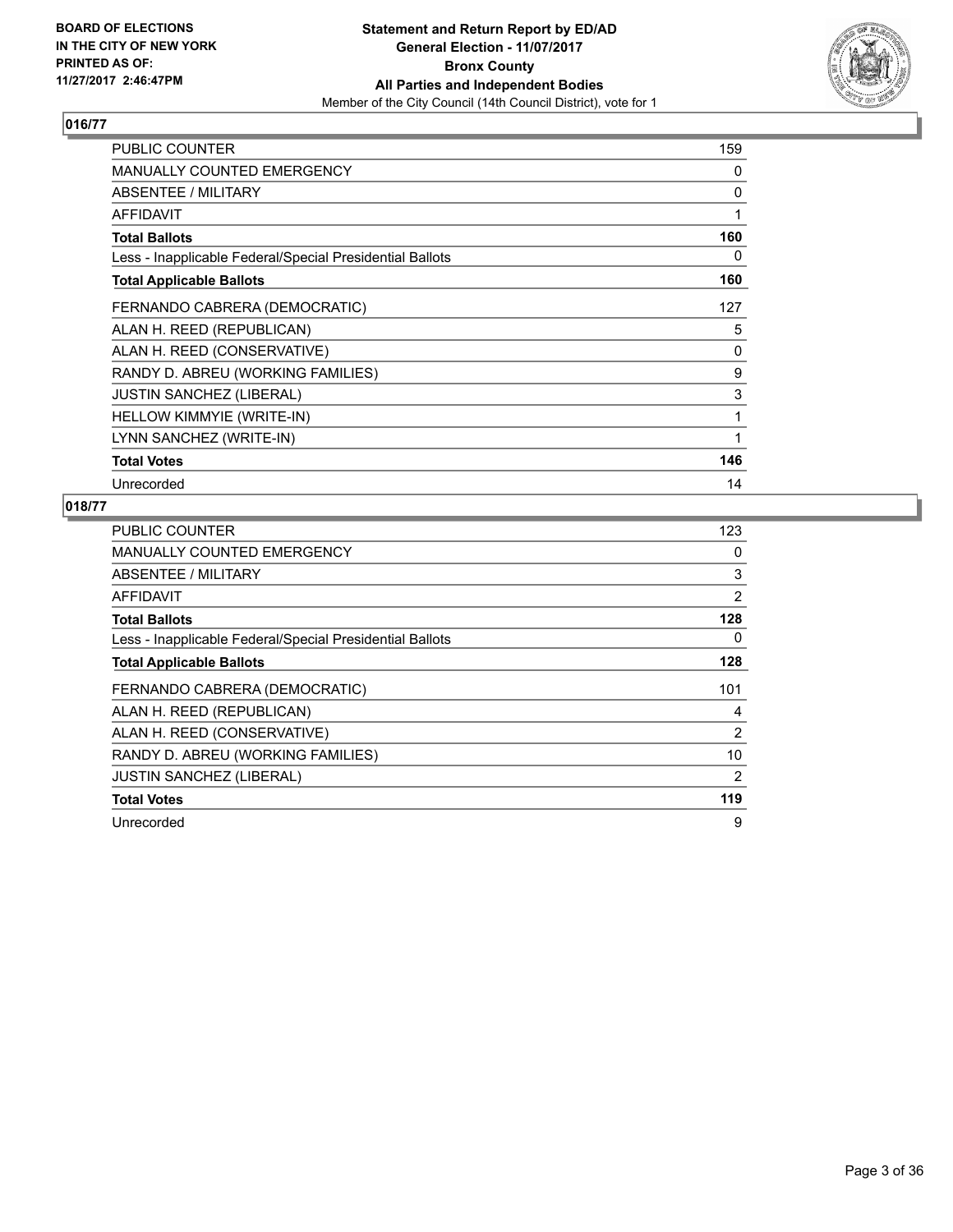**Statement and Return Report by ED/AD**
**General Election - 11/07/2017**
**Bronx County**
**All Parties and Independent Bodies**
Member of the City Council (14th Council District), vote for 1

BOARD OF ELECTIONS IN THE CITY OF NEW YORK PRINTED AS OF: 11/27/2017 2:46:47PM

## 016/77

| | |
|---|---|
| PUBLIC COUNTER | 159 |
| MANUALLY COUNTED EMERGENCY | 0 |
| ABSENTEE / MILITARY | 0 |
| AFFIDAVIT | 1 |
| **Total Ballots** | **160** |
| Less - Inapplicable Federal/Special Presidential Ballots | 0 |
| **Total Applicable Ballots** | **160** |
| FERNANDO CABRERA (DEMOCRATIC) | 127 |
| ALAN H. REED (REPUBLICAN) | 5 |
| ALAN H. REED (CONSERVATIVE) | 0 |
| RANDY D. ABREU (WORKING FAMILIES) | 9 |
| JUSTIN SANCHEZ (LIBERAL) | 3 |
| HELLOW KIMMYIE (WRITE-IN) | 1 |
| LYNN SANCHEZ (WRITE-IN) | 1 |
| **Total Votes** | **146** |
| Unrecorded | 14 |

## 018/77

| | |
|---|---|
| PUBLIC COUNTER | 123 |
| MANUALLY COUNTED EMERGENCY | 0 |
| ABSENTEE / MILITARY | 3 |
| AFFIDAVIT | 2 |
| **Total Ballots** | **128** |
| Less - Inapplicable Federal/Special Presidential Ballots | 0 |
| **Total Applicable Ballots** | **128** |
| FERNANDO CABRERA (DEMOCRATIC) | 101 |
| ALAN H. REED (REPUBLICAN) | 4 |
| ALAN H. REED (CONSERVATIVE) | 2 |
| RANDY D. ABREU (WORKING FAMILIES) | 10 |
| JUSTIN SANCHEZ (LIBERAL) | 2 |
| **Total Votes** | **119** |
| Unrecorded | 9 |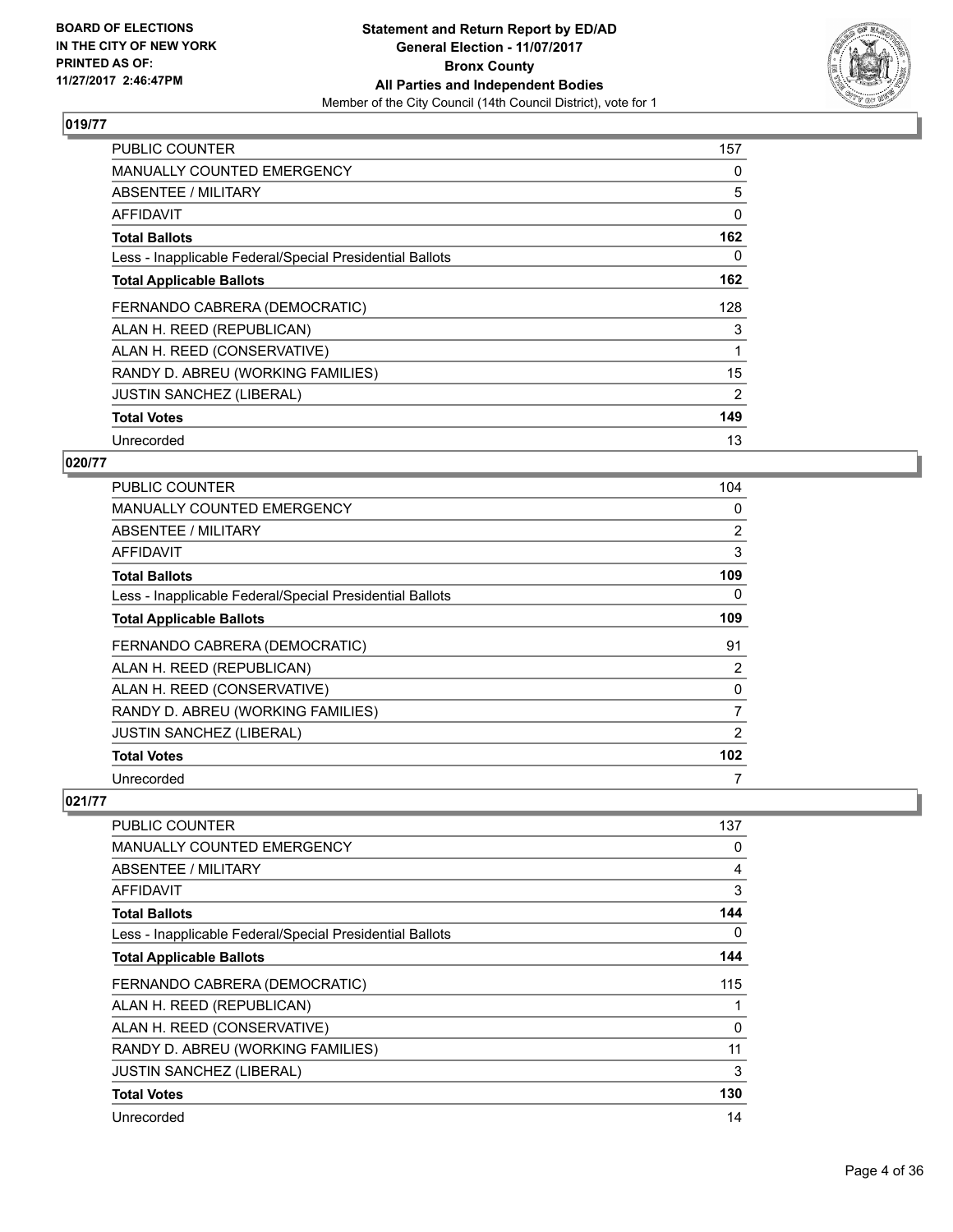## 019/77

| | |
|---|---|
| PUBLIC COUNTER | 157 |
| MANUALLY COUNTED EMERGENCY | 0 |
| ABSENTEE / MILITARY | 5 |
| AFFIDAVIT | 0 |
| **Total Ballots** | **162** |
| Less - Inapplicable Federal/Special Presidential Ballots | 0 |
| **Total Applicable Ballots** | **162** |
| FERNANDO CABRERA (DEMOCRATIC) | 128 |
| ALAN H. REED (REPUBLICAN) | 3 |
| ALAN H. REED (CONSERVATIVE) | 1 |
| RANDY D. ABREU (WORKING FAMILIES) | 15 |
| JUSTIN SANCHEZ (LIBERAL) | 2 |
| **Total Votes** | **149** |
| Unrecorded | 13 |

## 020/77

| | |
|---|---|
| PUBLIC COUNTER | 104 |
| MANUALLY COUNTED EMERGENCY | 0 |
| ABSENTEE / MILITARY | 2 |
| AFFIDAVIT | 3 |
| **Total Ballots** | **109** |
| Less - Inapplicable Federal/Special Presidential Ballots | 0 |
| **Total Applicable Ballots** | **109** |
| FERNANDO CABRERA (DEMOCRATIC) | 91 |
| ALAN H. REED (REPUBLICAN) | 2 |
| ALAN H. REED (CONSERVATIVE) | 0 |
| RANDY D. ABREU (WORKING FAMILIES) | 7 |
| JUSTIN SANCHEZ (LIBERAL) | 2 |
| **Total Votes** | **102** |
| Unrecorded | 7 |

## 021/77

| | |
|---|---|
| PUBLIC COUNTER | 137 |
| MANUALLY COUNTED EMERGENCY | 0 |
| ABSENTEE / MILITARY | 4 |
| AFFIDAVIT | 3 |
| **Total Ballots** | **144** |
| Less - Inapplicable Federal/Special Presidential Ballots | 0 |
| **Total Applicable Ballots** | **144** |
| FERNANDO CABRERA (DEMOCRATIC) | 115 |
| ALAN H. REED (REPUBLICAN) | 1 |
| ALAN H. REED (CONSERVATIVE) | 0 |
| RANDY D. ABREU (WORKING FAMILIES) | 11 |
| JUSTIN SANCHEZ (LIBERAL) | 3 |
| **Total Votes** | **130** |
| Unrecorded | 14 |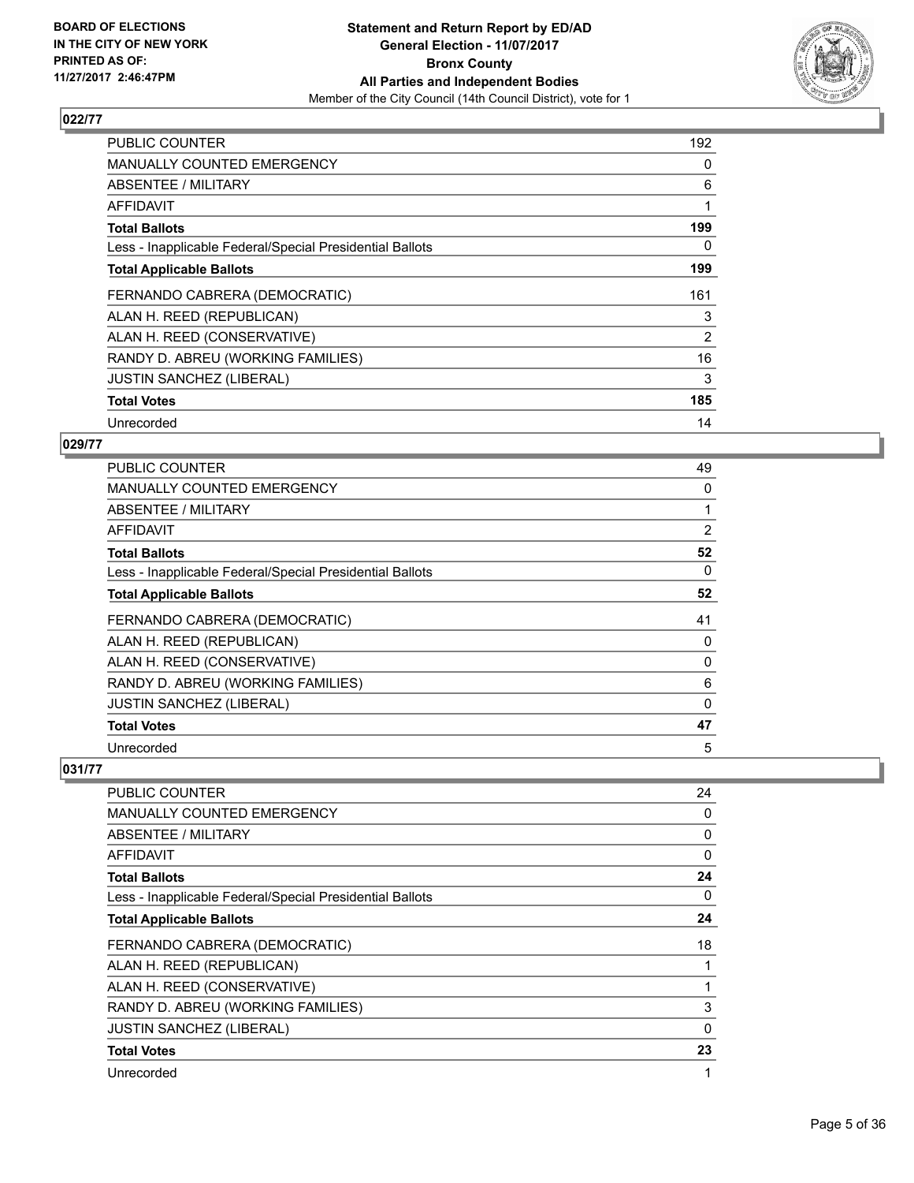**BOARD OF ELECTIONS IN THE CITY OF NEW YORK PRINTED AS OF: 11/27/2017 2:46:47PM**

**Statement and Return Report by ED/AD General Election - 11/07/2017 Bronx County All Parties and Independent Bodies**
Member of the City Council (14th Council District), vote for 1

## 022/77

| | |
|---|---|
| PUBLIC COUNTER | 192 |
| MANUALLY COUNTED EMERGENCY | 0 |
| ABSENTEE / MILITARY | 6 |
| AFFIDAVIT | 1 |
| **Total Ballots** | **199** |
| Less - Inapplicable Federal/Special Presidential Ballots | 0 |
| **Total Applicable Ballots** | **199** |
| FERNANDO CABRERA (DEMOCRATIC) | 161 |
| ALAN H. REED (REPUBLICAN) | 3 |
| ALAN H. REED (CONSERVATIVE) | 2 |
| RANDY D. ABREU (WORKING FAMILIES) | 16 |
| JUSTIN SANCHEZ (LIBERAL) | 3 |
| **Total Votes** | **185** |
| Unrecorded | 14 |

## 029/77

| | |
|---|---|
| PUBLIC COUNTER | 49 |
| MANUALLY COUNTED EMERGENCY | 0 |
| ABSENTEE / MILITARY | 1 |
| AFFIDAVIT | 2 |
| **Total Ballots** | **52** |
| Less - Inapplicable Federal/Special Presidential Ballots | 0 |
| **Total Applicable Ballots** | **52** |
| FERNANDO CABRERA (DEMOCRATIC) | 41 |
| ALAN H. REED (REPUBLICAN) | 0 |
| ALAN H. REED (CONSERVATIVE) | 0 |
| RANDY D. ABREU (WORKING FAMILIES) | 6 |
| JUSTIN SANCHEZ (LIBERAL) | 0 |
| **Total Votes** | **47** |
| Unrecorded | 5 |

## 031/77

| | |
|---|---|
| PUBLIC COUNTER | 24 |
| MANUALLY COUNTED EMERGENCY | 0 |
| ABSENTEE / MILITARY | 0 |
| AFFIDAVIT | 0 |
| **Total Ballots** | **24** |
| Less - Inapplicable Federal/Special Presidential Ballots | 0 |
| **Total Applicable Ballots** | **24** |
| FERNANDO CABRERA (DEMOCRATIC) | 18 |
| ALAN H. REED (REPUBLICAN) | 1 |
| ALAN H. REED (CONSERVATIVE) | 1 |
| RANDY D. ABREU (WORKING FAMILIES) | 3 |
| JUSTIN SANCHEZ (LIBERAL) | 0 |
| **Total Votes** | **23** |
| Unrecorded | 1 |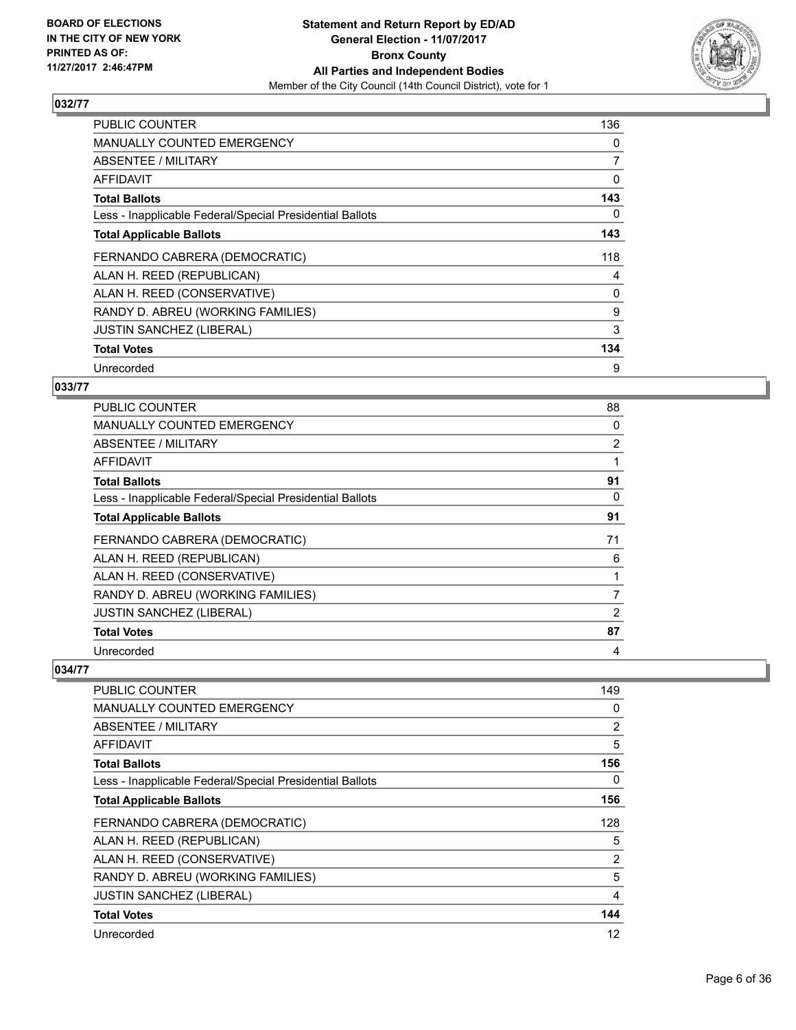**BOARD OF ELECTIONS IN THE CITY OF NEW YORK PRINTED AS OF: 11/27/2017 2:46:47PM**

**Statement and Return Report by ED/AD**
**General Election - 11/07/2017**
**Bronx County**
**All Parties and Independent Bodies**
Member of the City Council (14th Council District), vote for 1

## 032/77

| | |
|---|---|
| PUBLIC COUNTER | 136 |
| MANUALLY COUNTED EMERGENCY | 0 |
| ABSENTEE / MILITARY | 7 |
| AFFIDAVIT | 0 |
| **Total Ballots** | **143** |
| Less - Inapplicable Federal/Special Presidential Ballots | 0 |
| **Total Applicable Ballots** | **143** |
| FERNANDO CABRERA (DEMOCRATIC) | 118 |
| ALAN H. REED (REPUBLICAN) | 4 |
| ALAN H. REED (CONSERVATIVE) | 0 |
| RANDY D. ABREU (WORKING FAMILIES) | 9 |
| JUSTIN SANCHEZ (LIBERAL) | 3 |
| **Total Votes** | **134** |
| Unrecorded | 9 |

## 033/77

| | |
|---|---|
| PUBLIC COUNTER | 88 |
| MANUALLY COUNTED EMERGENCY | 0 |
| ABSENTEE / MILITARY | 2 |
| AFFIDAVIT | 1 |
| **Total Ballots** | **91** |
| Less - Inapplicable Federal/Special Presidential Ballots | 0 |
| **Total Applicable Ballots** | **91** |
| FERNANDO CABRERA (DEMOCRATIC) | 71 |
| ALAN H. REED (REPUBLICAN) | 6 |
| ALAN H. REED (CONSERVATIVE) | 1 |
| RANDY D. ABREU (WORKING FAMILIES) | 7 |
| JUSTIN SANCHEZ (LIBERAL) | 2 |
| **Total Votes** | **87** |
| Unrecorded | 4 |

## 034/77

| | |
|---|---|
| PUBLIC COUNTER | 149 |
| MANUALLY COUNTED EMERGENCY | 0 |
| ABSENTEE / MILITARY | 2 |
| AFFIDAVIT | 5 |
| **Total Ballots** | **156** |
| Less - Inapplicable Federal/Special Presidential Ballots | 0 |
| **Total Applicable Ballots** | **156** |
| FERNANDO CABRERA (DEMOCRATIC) | 128 |
| ALAN H. REED (REPUBLICAN) | 5 |
| ALAN H. REED (CONSERVATIVE) | 2 |
| RANDY D. ABREU (WORKING FAMILIES) | 5 |
| JUSTIN SANCHEZ (LIBERAL) | 4 |
| **Total Votes** | **144** |
| Unrecorded | 12 |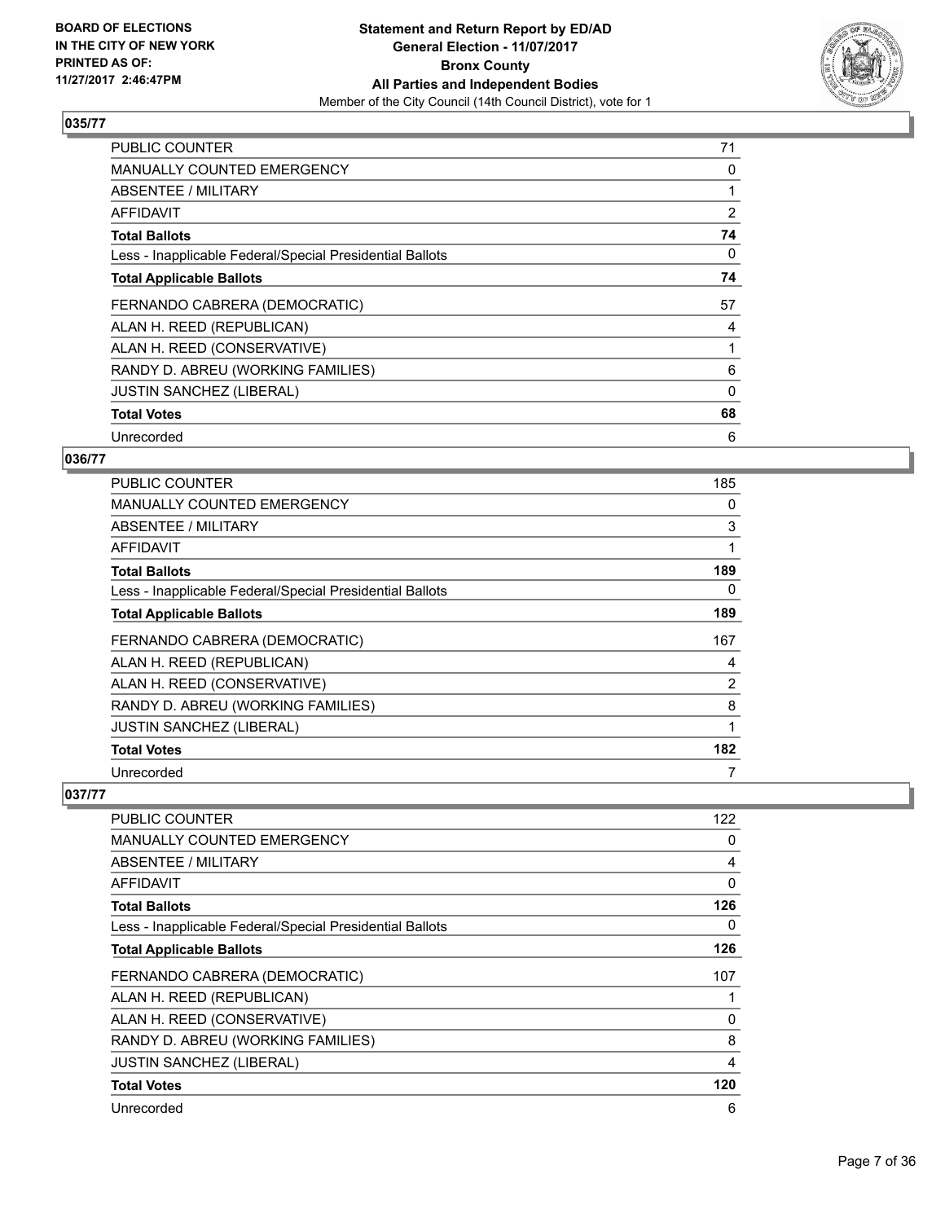**BOARD OF ELECTIONS IN THE CITY OF NEW YORK PRINTED AS OF: 11/27/2017 2:46:47PM**

**Statement and Return Report by ED/AD**
**General Election - 11/07/2017**
**Bronx County**
**All Parties and Independent Bodies**
Member of the City Council (14th Council District), vote for 1

## 035/77

| | |
|---|---|
| PUBLIC COUNTER | 71 |
| MANUALLY COUNTED EMERGENCY | 0 |
| ABSENTEE / MILITARY | 1 |
| AFFIDAVIT | 2 |
| **Total Ballots** | **74** |
| Less - Inapplicable Federal/Special Presidential Ballots | 0 |
| **Total Applicable Ballots** | **74** |
| FERNANDO CABRERA (DEMOCRATIC) | 57 |
| ALAN H. REED (REPUBLICAN) | 4 |
| ALAN H. REED (CONSERVATIVE) | 1 |
| RANDY D. ABREU (WORKING FAMILIES) | 6 |
| JUSTIN SANCHEZ (LIBERAL) | 0 |
| **Total Votes** | **68** |
| Unrecorded | 6 |

## 036/77

| | |
|---|---|
| PUBLIC COUNTER | 185 |
| MANUALLY COUNTED EMERGENCY | 0 |
| ABSENTEE / MILITARY | 3 |
| AFFIDAVIT | 1 |
| **Total Ballots** | **189** |
| Less - Inapplicable Federal/Special Presidential Ballots | 0 |
| **Total Applicable Ballots** | **189** |
| FERNANDO CABRERA (DEMOCRATIC) | 167 |
| ALAN H. REED (REPUBLICAN) | 4 |
| ALAN H. REED (CONSERVATIVE) | 2 |
| RANDY D. ABREU (WORKING FAMILIES) | 8 |
| JUSTIN SANCHEZ (LIBERAL) | 1 |
| **Total Votes** | **182** |
| Unrecorded | 7 |

## 037/77

| | |
|---|---|
| PUBLIC COUNTER | 122 |
| MANUALLY COUNTED EMERGENCY | 0 |
| ABSENTEE / MILITARY | 4 |
| AFFIDAVIT | 0 |
| **Total Ballots** | **126** |
| Less - Inapplicable Federal/Special Presidential Ballots | 0 |
| **Total Applicable Ballots** | **126** |
| FERNANDO CABRERA (DEMOCRATIC) | 107 |
| ALAN H. REED (REPUBLICAN) | 1 |
| ALAN H. REED (CONSERVATIVE) | 0 |
| RANDY D. ABREU (WORKING FAMILIES) | 8 |
| JUSTIN SANCHEZ (LIBERAL) | 4 |
| **Total Votes** | **120** |
| Unrecorded | 6 |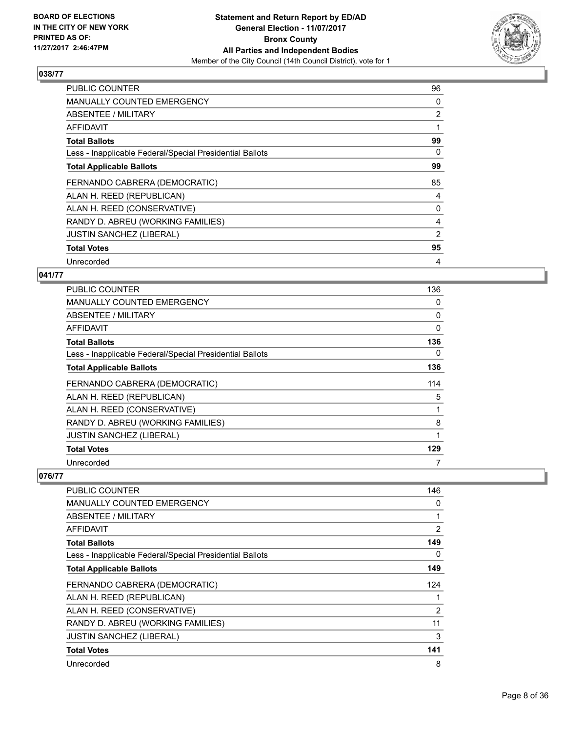BOARD OF ELECTIONS
IN THE CITY OF NEW YORK
PRINTED AS OF:
11/27/2017 2:46:47PM

**Statement and Return Report by ED/AD**
**General Election - 11/07/2017**
**Bronx County**
**All Parties and Independent Bodies**
Member of the City Council (14th Council District), vote for 1

## 038/77

| | |
|---|---|
| PUBLIC COUNTER | 96 |
| MANUALLY COUNTED EMERGENCY | 0 |
| ABSENTEE / MILITARY | 2 |
| AFFIDAVIT | 1 |
| **Total Ballots** | **99** |
| Less - Inapplicable Federal/Special Presidential Ballots | 0 |
| **Total Applicable Ballots** | **99** |
| FERNANDO CABRERA (DEMOCRATIC) | 85 |
| ALAN H. REED (REPUBLICAN) | 4 |
| ALAN H. REED (CONSERVATIVE) | 0 |
| RANDY D. ABREU (WORKING FAMILIES) | 4 |
| JUSTIN SANCHEZ (LIBERAL) | 2 |
| **Total Votes** | **95** |
| Unrecorded | 4 |

## 041/77

| | |
|---|---|
| PUBLIC COUNTER | 136 |
| MANUALLY COUNTED EMERGENCY | 0 |
| ABSENTEE / MILITARY | 0 |
| AFFIDAVIT | 0 |
| **Total Ballots** | **136** |
| Less - Inapplicable Federal/Special Presidential Ballots | 0 |
| **Total Applicable Ballots** | **136** |
| FERNANDO CABRERA (DEMOCRATIC) | 114 |
| ALAN H. REED (REPUBLICAN) | 5 |
| ALAN H. REED (CONSERVATIVE) | 1 |
| RANDY D. ABREU (WORKING FAMILIES) | 8 |
| JUSTIN SANCHEZ (LIBERAL) | 1 |
| **Total Votes** | **129** |
| Unrecorded | 7 |

## 076/77

| | |
|---|---|
| PUBLIC COUNTER | 146 |
| MANUALLY COUNTED EMERGENCY | 0 |
| ABSENTEE / MILITARY | 1 |
| AFFIDAVIT | 2 |
| **Total Ballots** | **149** |
| Less - Inapplicable Federal/Special Presidential Ballots | 0 |
| **Total Applicable Ballots** | **149** |
| FERNANDO CABRERA (DEMOCRATIC) | 124 |
| ALAN H. REED (REPUBLICAN) | 1 |
| ALAN H. REED (CONSERVATIVE) | 2 |
| RANDY D. ABREU (WORKING FAMILIES) | 11 |
| JUSTIN SANCHEZ (LIBERAL) | 3 |
| **Total Votes** | **141** |
| Unrecorded | 8 |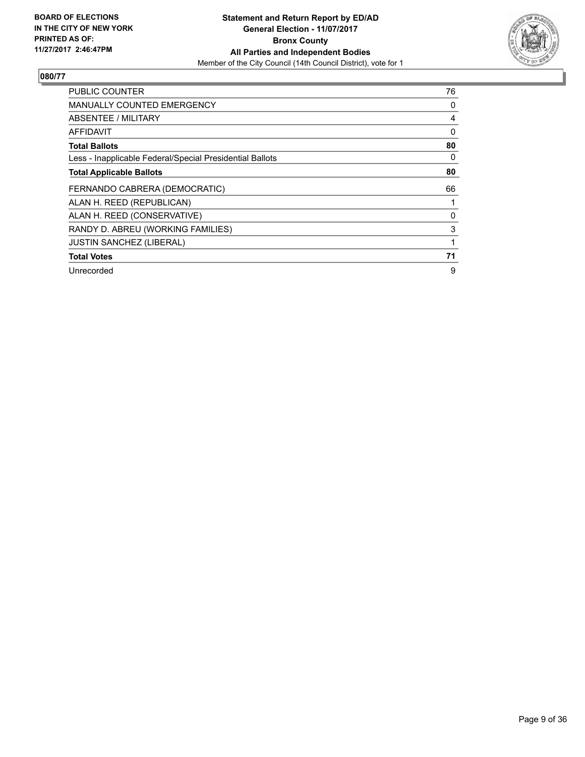**BOARD OF ELECTIONS IN THE CITY OF NEW YORK PRINTED AS OF: 11/27/2017 2:46:47PM**

**Statement and Return Report by ED/AD**
**General Election - 11/07/2017**
**Bronx County**
**All Parties and Independent Bodies**
Member of the City Council (14th Council District), vote for 1

## 080/77

| | |
|---|---|
| PUBLIC COUNTER | 76 |
| MANUALLY COUNTED EMERGENCY | 0 |
| ABSENTEE / MILITARY | 4 |
| AFFIDAVIT | 0 |
| **Total Ballots** | **80** |
| Less - Inapplicable Federal/Special Presidential Ballots | 0 |
| **Total Applicable Ballots** | **80** |
| FERNANDO CABRERA (DEMOCRATIC) | 66 |
| ALAN H. REED (REPUBLICAN) | 1 |
| ALAN H. REED (CONSERVATIVE) | 0 |
| RANDY D. ABREU (WORKING FAMILIES) | 3 |
| JUSTIN SANCHEZ (LIBERAL) | 1 |
| **Total Votes** | **71** |
| Unrecorded | 9 |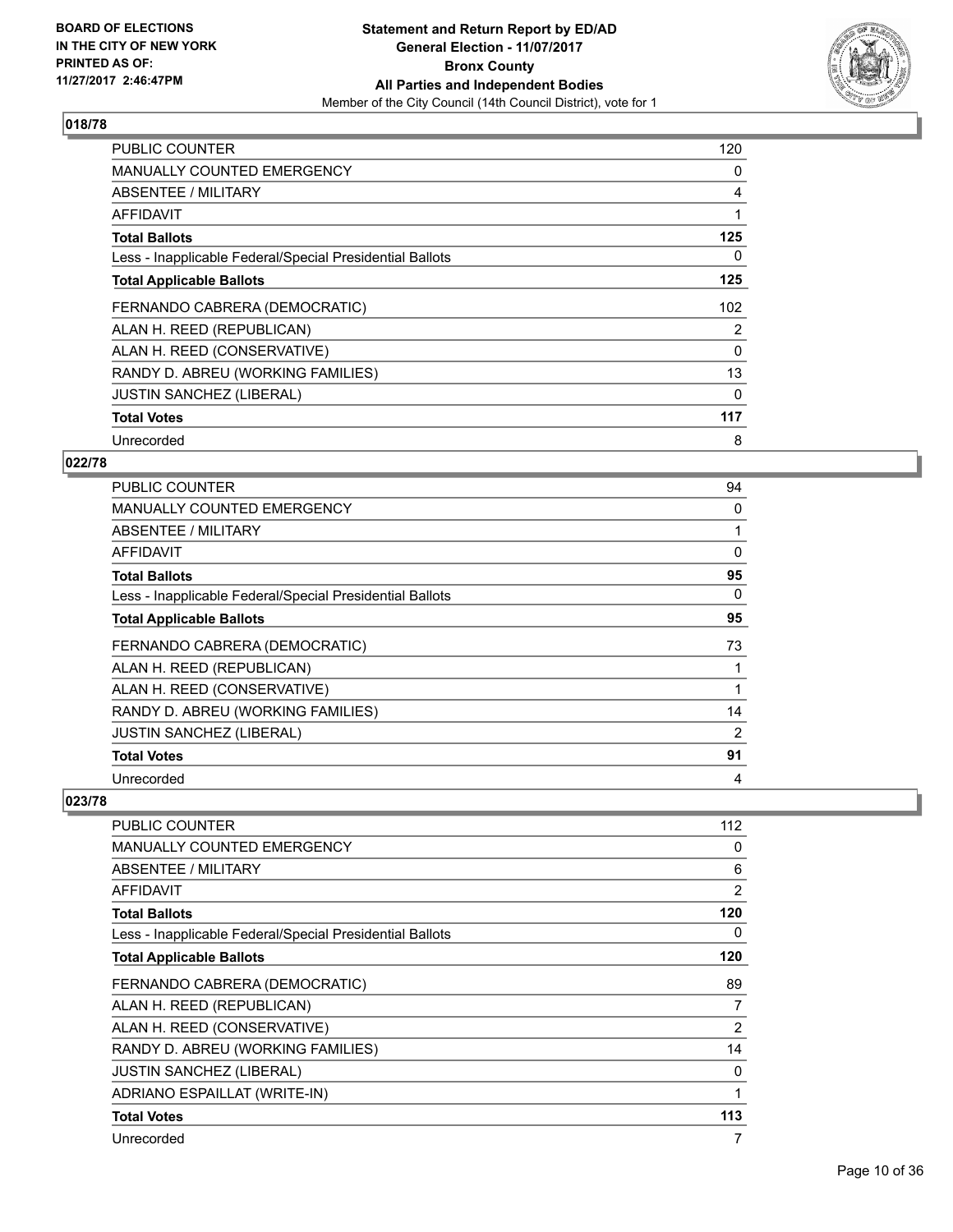**BOARD OF ELECTIONS IN THE CITY OF NEW YORK PRINTED AS OF: 11/27/2017 2:46:47PM**

**Statement and Return Report by ED/AD General Election - 11/07/2017 Bronx County All Parties and Independent Bodies**
Member of the City Council (14th Council District), vote for 1

## 018/78

| | |
|---|---|
| PUBLIC COUNTER | 120 |
| MANUALLY COUNTED EMERGENCY | 0 |
| ABSENTEE / MILITARY | 4 |
| AFFIDAVIT | 1 |
| **Total Ballots** | **125** |
| Less - Inapplicable Federal/Special Presidential Ballots | 0 |
| **Total Applicable Ballots** | **125** |
| FERNANDO CABRERA (DEMOCRATIC) | 102 |
| ALAN H. REED (REPUBLICAN) | 2 |
| ALAN H. REED (CONSERVATIVE) | 0 |
| RANDY D. ABREU (WORKING FAMILIES) | 13 |
| JUSTIN SANCHEZ (LIBERAL) | 0 |
| **Total Votes** | **117** |
| Unrecorded | 8 |

## 022/78

| | |
|---|---|
| PUBLIC COUNTER | 94 |
| MANUALLY COUNTED EMERGENCY | 0 |
| ABSENTEE / MILITARY | 1 |
| AFFIDAVIT | 0 |
| **Total Ballots** | **95** |
| Less - Inapplicable Federal/Special Presidential Ballots | 0 |
| **Total Applicable Ballots** | **95** |
| FERNANDO CABRERA (DEMOCRATIC) | 73 |
| ALAN H. REED (REPUBLICAN) | 1 |
| ALAN H. REED (CONSERVATIVE) | 1 |
| RANDY D. ABREU (WORKING FAMILIES) | 14 |
| JUSTIN SANCHEZ (LIBERAL) | 2 |
| **Total Votes** | **91** |
| Unrecorded | 4 |

## 023/78

| | |
|---|---|
| PUBLIC COUNTER | 112 |
| MANUALLY COUNTED EMERGENCY | 0 |
| ABSENTEE / MILITARY | 6 |
| AFFIDAVIT | 2 |
| **Total Ballots** | **120** |
| Less - Inapplicable Federal/Special Presidential Ballots | 0 |
| **Total Applicable Ballots** | **120** |
| FERNANDO CABRERA (DEMOCRATIC) | 89 |
| ALAN H. REED (REPUBLICAN) | 7 |
| ALAN H. REED (CONSERVATIVE) | 2 |
| RANDY D. ABREU (WORKING FAMILIES) | 14 |
| JUSTIN SANCHEZ (LIBERAL) | 0 |
| ADRIANO ESPAILLAT (WRITE-IN) | 1 |
| **Total Votes** | **113** |
| Unrecorded | 7 |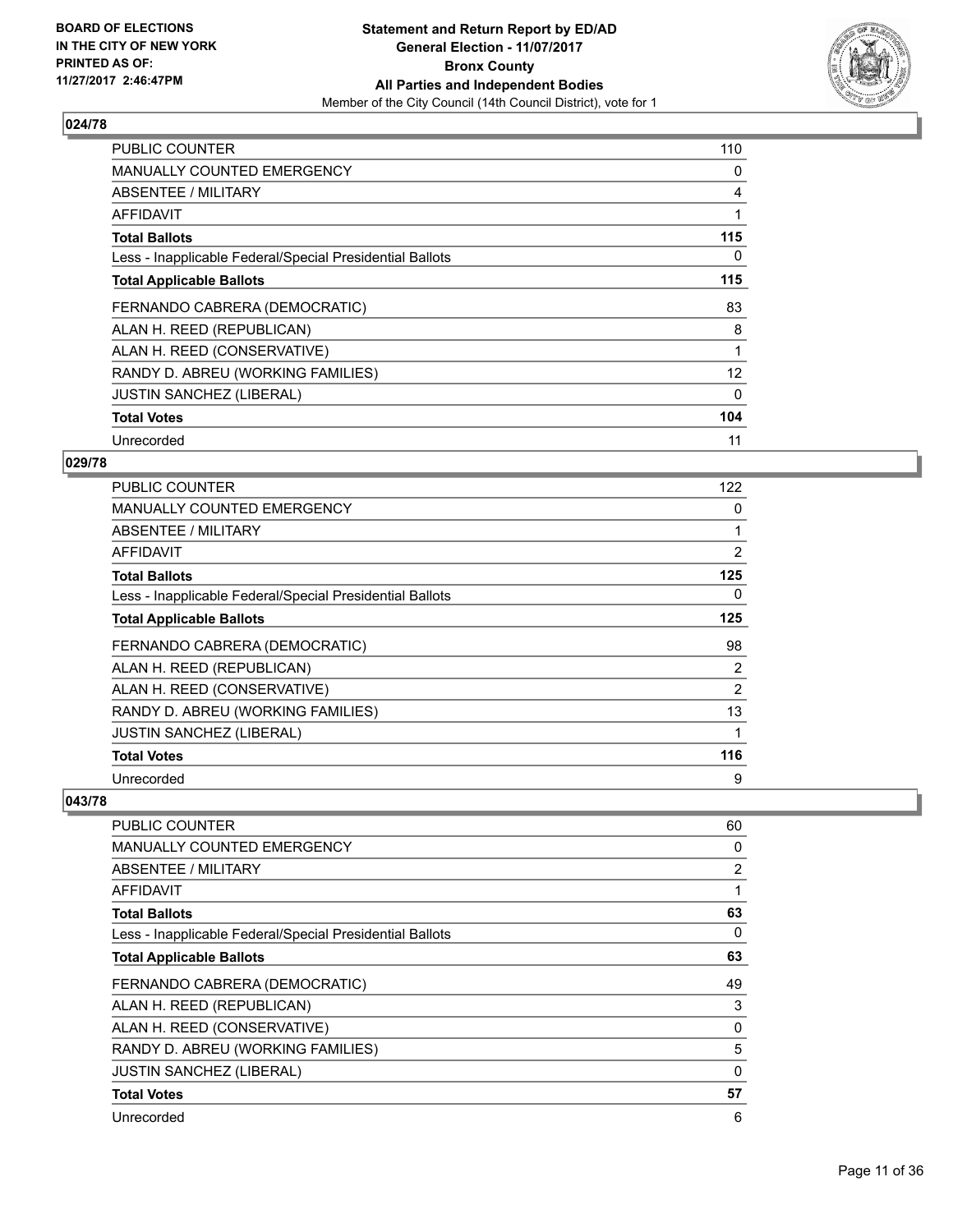**BOARD OF ELECTIONS IN THE CITY OF NEW YORK PRINTED AS OF: 11/27/2017 2:46:47PM**

**Statement and Return Report by ED/AD General Election - 11/07/2017 Bronx County All Parties and Independent Bodies**

Member of the City Council (14th Council District), vote for 1

### 024/78

| | |
|---|---|
| PUBLIC COUNTER | 110 |
| MANUALLY COUNTED EMERGENCY | 0 |
| ABSENTEE / MILITARY | 4 |
| AFFIDAVIT | 1 |
| **Total Ballots** | **115** |
| Less - Inapplicable Federal/Special Presidential Ballots | 0 |
| **Total Applicable Ballots** | **115** |
| FERNANDO CABRERA (DEMOCRATIC) | 83 |
| ALAN H. REED (REPUBLICAN) | 8 |
| ALAN H. REED (CONSERVATIVE) | 1 |
| RANDY D. ABREU (WORKING FAMILIES) | 12 |
| JUSTIN SANCHEZ (LIBERAL) | 0 |
| **Total Votes** | **104** |
| Unrecorded | 11 |

### 029/78

| | |
|---|---|
| PUBLIC COUNTER | 122 |
| MANUALLY COUNTED EMERGENCY | 0 |
| ABSENTEE / MILITARY | 1 |
| AFFIDAVIT | 2 |
| **Total Ballots** | **125** |
| Less - Inapplicable Federal/Special Presidential Ballots | 0 |
| **Total Applicable Ballots** | **125** |
| FERNANDO CABRERA (DEMOCRATIC) | 98 |
| ALAN H. REED (REPUBLICAN) | 2 |
| ALAN H. REED (CONSERVATIVE) | 2 |
| RANDY D. ABREU (WORKING FAMILIES) | 13 |
| JUSTIN SANCHEZ (LIBERAL) | 1 |
| **Total Votes** | **116** |
| Unrecorded | 9 |

### 043/78

| | |
|---|---|
| PUBLIC COUNTER | 60 |
| MANUALLY COUNTED EMERGENCY | 0 |
| ABSENTEE / MILITARY | 2 |
| AFFIDAVIT | 1 |
| **Total Ballots** | **63** |
| Less - Inapplicable Federal/Special Presidential Ballots | 0 |
| **Total Applicable Ballots** | **63** |
| FERNANDO CABRERA (DEMOCRATIC) | 49 |
| ALAN H. REED (REPUBLICAN) | 3 |
| ALAN H. REED (CONSERVATIVE) | 0 |
| RANDY D. ABREU (WORKING FAMILIES) | 5 |
| JUSTIN SANCHEZ (LIBERAL) | 0 |
| **Total Votes** | **57** |
| Unrecorded | 6 |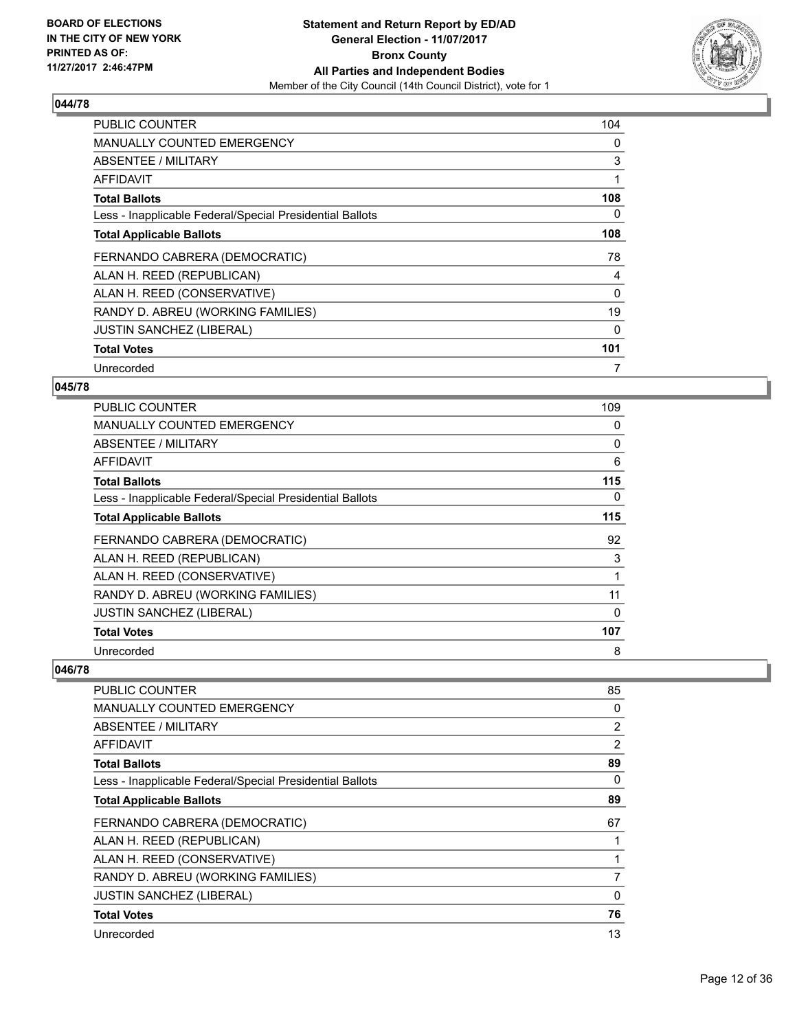### 044/78

| | |
|---|---|
| PUBLIC COUNTER | 104 |
| MANUALLY COUNTED EMERGENCY | 0 |
| ABSENTEE / MILITARY | 3 |
| AFFIDAVIT | 1 |
| **Total Ballots** | **108** |
| Less - Inapplicable Federal/Special Presidential Ballots | 0 |
| **Total Applicable Ballots** | **108** |
| FERNANDO CABRERA (DEMOCRATIC) | 78 |
| ALAN H. REED (REPUBLICAN) | 4 |
| ALAN H. REED (CONSERVATIVE) | 0 |
| RANDY D. ABREU (WORKING FAMILIES) | 19 |
| JUSTIN SANCHEZ (LIBERAL) | 0 |
| **Total Votes** | **101** |
| Unrecorded | 7 |

### 045/78

| | |
|---|---|
| PUBLIC COUNTER | 109 |
| MANUALLY COUNTED EMERGENCY | 0 |
| ABSENTEE / MILITARY | 0 |
| AFFIDAVIT | 6 |
| **Total Ballots** | **115** |
| Less - Inapplicable Federal/Special Presidential Ballots | 0 |
| **Total Applicable Ballots** | **115** |
| FERNANDO CABRERA (DEMOCRATIC) | 92 |
| ALAN H. REED (REPUBLICAN) | 3 |
| ALAN H. REED (CONSERVATIVE) | 1 |
| RANDY D. ABREU (WORKING FAMILIES) | 11 |
| JUSTIN SANCHEZ (LIBERAL) | 0 |
| **Total Votes** | **107** |
| Unrecorded | 8 |

### 046/78

| | |
|---|---|
| PUBLIC COUNTER | 85 |
| MANUALLY COUNTED EMERGENCY | 0 |
| ABSENTEE / MILITARY | 2 |
| AFFIDAVIT | 2 |
| **Total Ballots** | **89** |
| Less - Inapplicable Federal/Special Presidential Ballots | 0 |
| **Total Applicable Ballots** | **89** |
| FERNANDO CABRERA (DEMOCRATIC) | 67 |
| ALAN H. REED (REPUBLICAN) | 1 |
| ALAN H. REED (CONSERVATIVE) | 1 |
| RANDY D. ABREU (WORKING FAMILIES) | 7 |
| JUSTIN SANCHEZ (LIBERAL) | 0 |
| **Total Votes** | **76** |
| Unrecorded | 13 |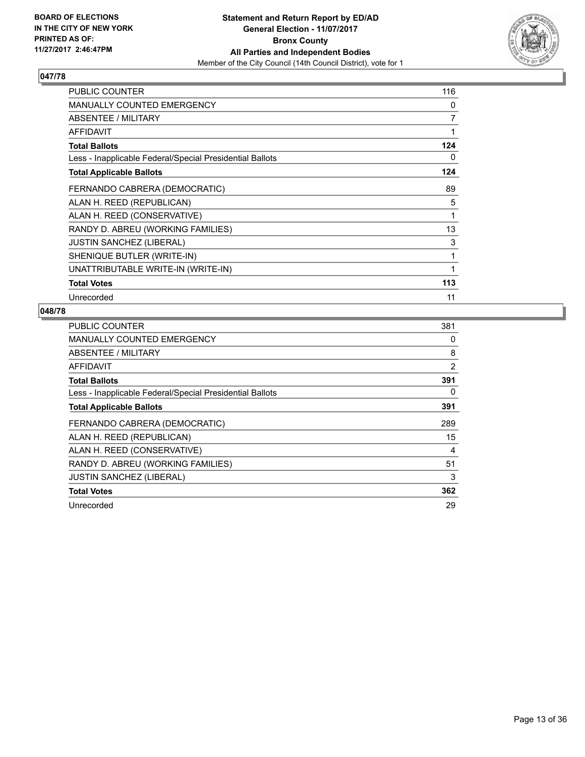**BOARD OF ELECTIONS IN THE CITY OF NEW YORK PRINTED AS OF: 11/27/2017 2:46:47PM**

**Statement and Return Report by ED/AD**
**General Election - 11/07/2017**
**Bronx County**
**All Parties and Independent Bodies**
Member of the City Council (14th Council District), vote for 1

## 047/78

| | |
|---|---|
| PUBLIC COUNTER | 116 |
| MANUALLY COUNTED EMERGENCY | 0 |
| ABSENTEE / MILITARY | 7 |
| AFFIDAVIT | 1 |
| **Total Ballots** | **124** |
| Less - Inapplicable Federal/Special Presidential Ballots | 0 |
| **Total Applicable Ballots** | **124** |
| FERNANDO CABRERA (DEMOCRATIC) | 89 |
| ALAN H. REED (REPUBLICAN) | 5 |
| ALAN H. REED (CONSERVATIVE) | 1 |
| RANDY D. ABREU (WORKING FAMILIES) | 13 |
| JUSTIN SANCHEZ (LIBERAL) | 3 |
| SHENIQUE BUTLER (WRITE-IN) | 1 |
| UNATTRIBUTABLE WRITE-IN (WRITE-IN) | 1 |
| **Total Votes** | **113** |
| Unrecorded | 11 |

## 048/78

| | |
|---|---|
| PUBLIC COUNTER | 381 |
| MANUALLY COUNTED EMERGENCY | 0 |
| ABSENTEE / MILITARY | 8 |
| AFFIDAVIT | 2 |
| **Total Ballots** | **391** |
| Less - Inapplicable Federal/Special Presidential Ballots | 0 |
| **Total Applicable Ballots** | **391** |
| FERNANDO CABRERA (DEMOCRATIC) | 289 |
| ALAN H. REED (REPUBLICAN) | 15 |
| ALAN H. REED (CONSERVATIVE) | 4 |
| RANDY D. ABREU (WORKING FAMILIES) | 51 |
| JUSTIN SANCHEZ (LIBERAL) | 3 |
| **Total Votes** | **362** |
| Unrecorded | 29 |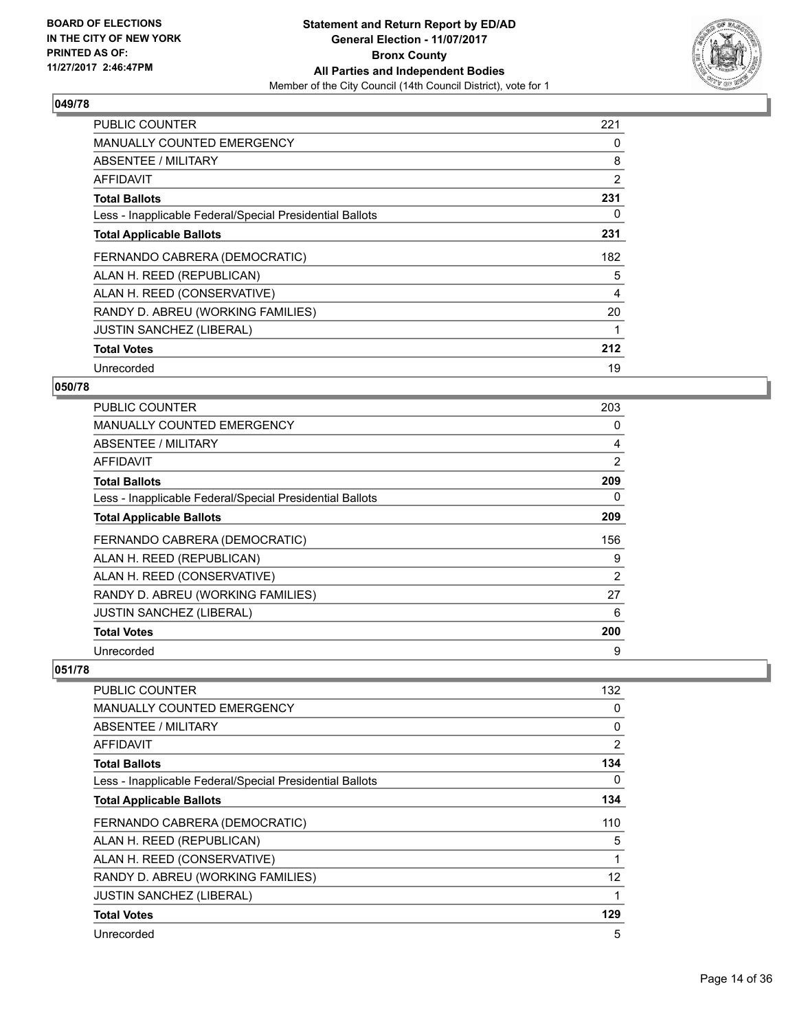BOARD OF ELECTIONS
IN THE CITY OF NEW YORK
PRINTED AS OF:
11/27/2017 2:46:47PM

**Statement and Return Report by ED/AD**
**General Election - 11/07/2017**
**Bronx County**
**All Parties and Independent Bodies**
Member of the City Council (14th Council District), vote for 1

### 049/78

| | |
|---|---|
| PUBLIC COUNTER | 221 |
| MANUALLY COUNTED EMERGENCY | 0 |
| ABSENTEE / MILITARY | 8 |
| AFFIDAVIT | 2 |
| **Total Ballots** | **231** |
| Less - Inapplicable Federal/Special Presidential Ballots | 0 |
| **Total Applicable Ballots** | **231** |
| FERNANDO CABRERA (DEMOCRATIC) | 182 |
| ALAN H. REED (REPUBLICAN) | 5 |
| ALAN H. REED (CONSERVATIVE) | 4 |
| RANDY D. ABREU (WORKING FAMILIES) | 20 |
| JUSTIN SANCHEZ (LIBERAL) | 1 |
| **Total Votes** | **212** |
| Unrecorded | 19 |

### 050/78

| | |
|---|---|
| PUBLIC COUNTER | 203 |
| MANUALLY COUNTED EMERGENCY | 0 |
| ABSENTEE / MILITARY | 4 |
| AFFIDAVIT | 2 |
| **Total Ballots** | **209** |
| Less - Inapplicable Federal/Special Presidential Ballots | 0 |
| **Total Applicable Ballots** | **209** |
| FERNANDO CABRERA (DEMOCRATIC) | 156 |
| ALAN H. REED (REPUBLICAN) | 9 |
| ALAN H. REED (CONSERVATIVE) | 2 |
| RANDY D. ABREU (WORKING FAMILIES) | 27 |
| JUSTIN SANCHEZ (LIBERAL) | 6 |
| **Total Votes** | **200** |
| Unrecorded | 9 |

### 051/78

| | |
|---|---|
| PUBLIC COUNTER | 132 |
| MANUALLY COUNTED EMERGENCY | 0 |
| ABSENTEE / MILITARY | 0 |
| AFFIDAVIT | 2 |
| **Total Ballots** | **134** |
| Less - Inapplicable Federal/Special Presidential Ballots | 0 |
| **Total Applicable Ballots** | **134** |
| FERNANDO CABRERA (DEMOCRATIC) | 110 |
| ALAN H. REED (REPUBLICAN) | 5 |
| ALAN H. REED (CONSERVATIVE) | 1 |
| RANDY D. ABREU (WORKING FAMILIES) | 12 |
| JUSTIN SANCHEZ (LIBERAL) | 1 |
| **Total Votes** | **129** |
| Unrecorded | 5 |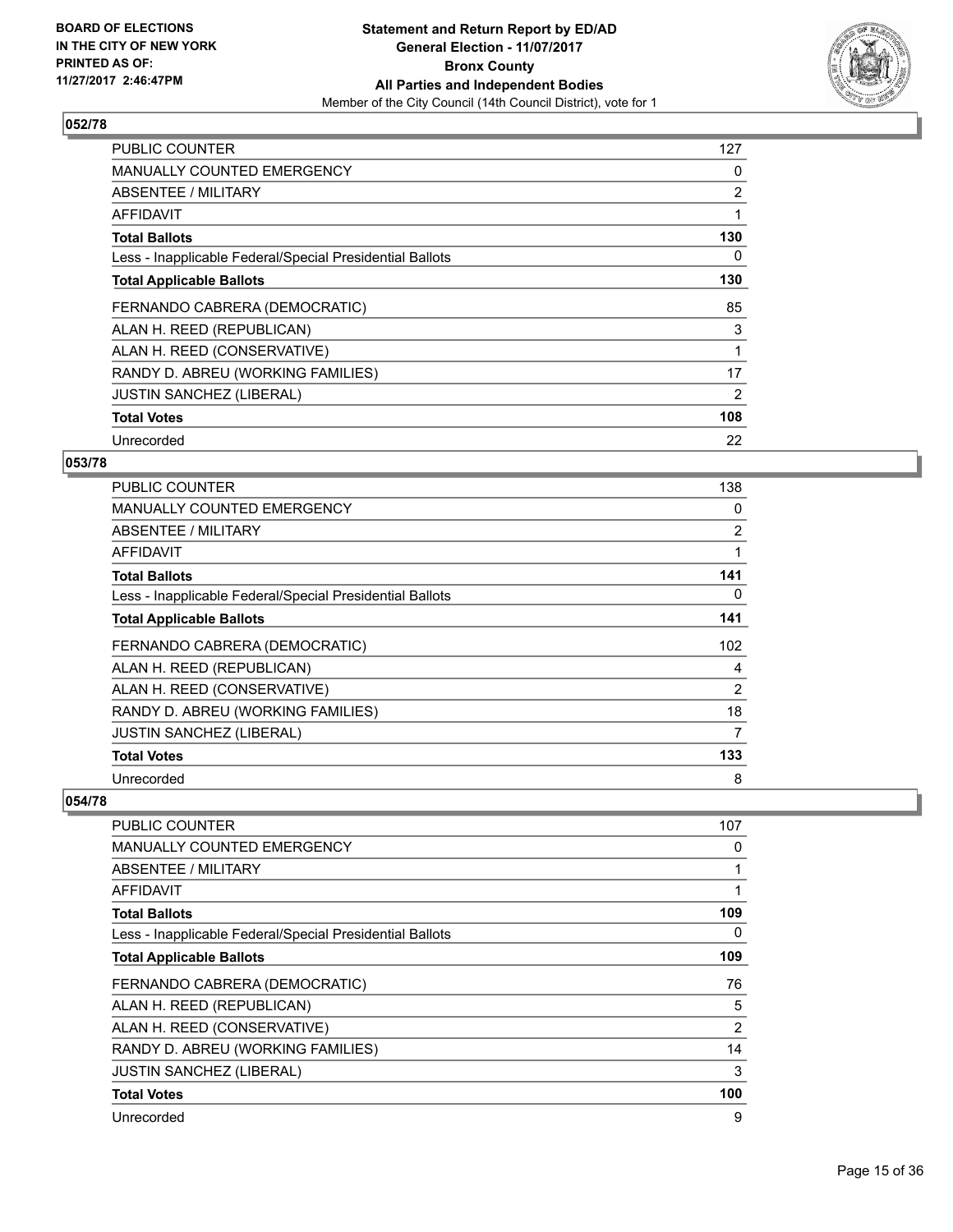**BOARD OF ELECTIONS IN THE CITY OF NEW YORK PRINTED AS OF: 11/27/2017 2:46:47PM**

**Statement and Return Report by ED/AD General Election - 11/07/2017 Bronx County All Parties and Independent Bodies**
Member of the City Council (14th Council District), vote for 1

### 052/78

| | |
|---|---|
| PUBLIC COUNTER | 127 |
| MANUALLY COUNTED EMERGENCY | 0 |
| ABSENTEE / MILITARY | 2 |
| AFFIDAVIT | 1 |
| **Total Ballots** | **130** |
| Less - Inapplicable Federal/Special Presidential Ballots | 0 |
| **Total Applicable Ballots** | **130** |
| FERNANDO CABRERA (DEMOCRATIC) | 85 |
| ALAN H. REED (REPUBLICAN) | 3 |
| ALAN H. REED (CONSERVATIVE) | 1 |
| RANDY D. ABREU (WORKING FAMILIES) | 17 |
| JUSTIN SANCHEZ (LIBERAL) | 2 |
| **Total Votes** | **108** |
| Unrecorded | 22 |

### 053/78

| | |
|---|---|
| PUBLIC COUNTER | 138 |
| MANUALLY COUNTED EMERGENCY | 0 |
| ABSENTEE / MILITARY | 2 |
| AFFIDAVIT | 1 |
| **Total Ballots** | **141** |
| Less - Inapplicable Federal/Special Presidential Ballots | 0 |
| **Total Applicable Ballots** | **141** |
| FERNANDO CABRERA (DEMOCRATIC) | 102 |
| ALAN H. REED (REPUBLICAN) | 4 |
| ALAN H. REED (CONSERVATIVE) | 2 |
| RANDY D. ABREU (WORKING FAMILIES) | 18 |
| JUSTIN SANCHEZ (LIBERAL) | 7 |
| **Total Votes** | **133** |
| Unrecorded | 8 |

### 054/78

| | |
|---|---|
| PUBLIC COUNTER | 107 |
| MANUALLY COUNTED EMERGENCY | 0 |
| ABSENTEE / MILITARY | 1 |
| AFFIDAVIT | 1 |
| **Total Ballots** | **109** |
| Less - Inapplicable Federal/Special Presidential Ballots | 0 |
| **Total Applicable Ballots** | **109** |
| FERNANDO CABRERA (DEMOCRATIC) | 76 |
| ALAN H. REED (REPUBLICAN) | 5 |
| ALAN H. REED (CONSERVATIVE) | 2 |
| RANDY D. ABREU (WORKING FAMILIES) | 14 |
| JUSTIN SANCHEZ (LIBERAL) | 3 |
| **Total Votes** | **100** |
| Unrecorded | 9 |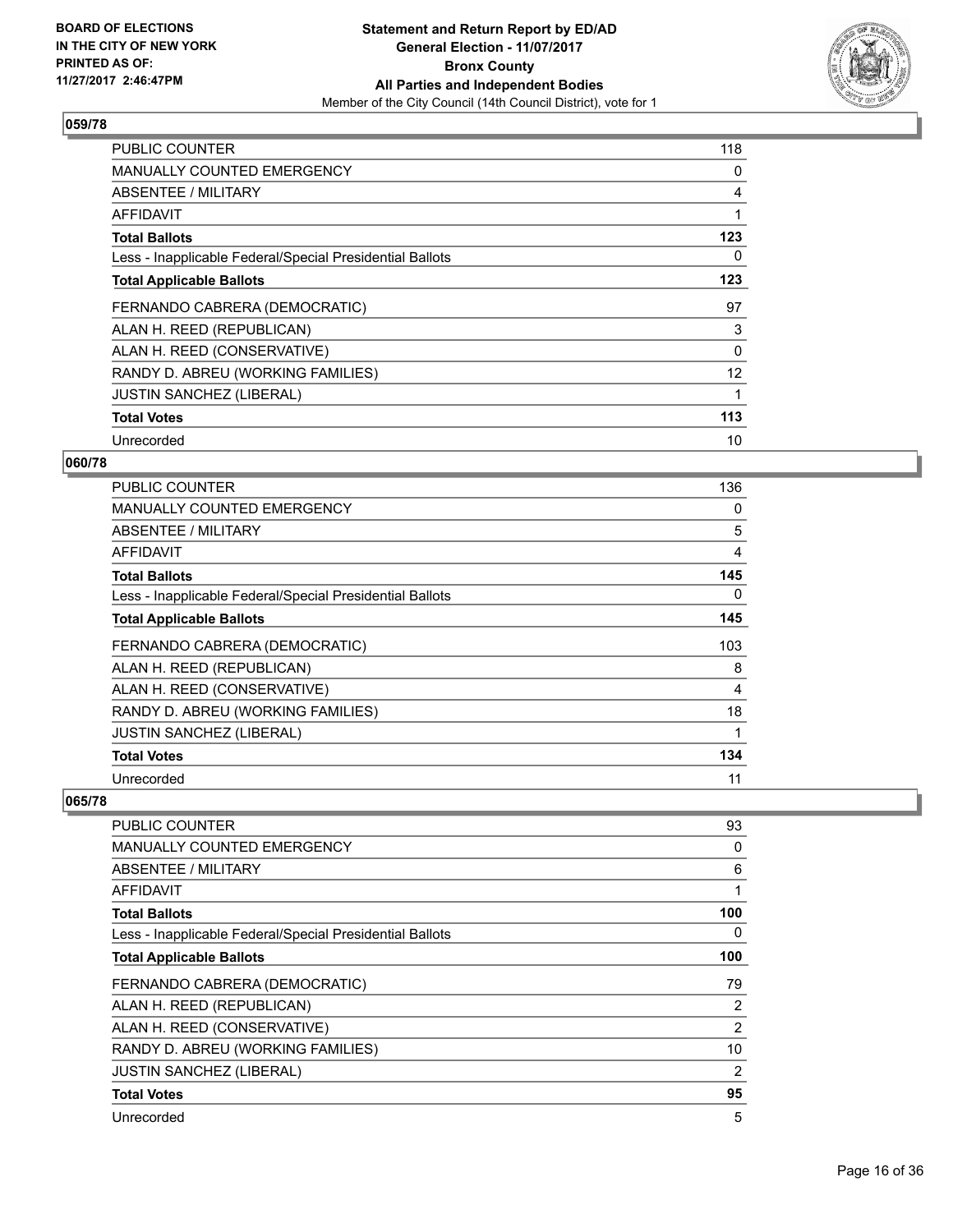**BOARD OF ELECTIONS IN THE CITY OF NEW YORK PRINTED AS OF: 11/27/2017 2:46:47PM**

**Statement and Return Report by ED/AD**
**General Election - 11/07/2017**
**Bronx County**
**All Parties and Independent Bodies**
Member of the City Council (14th Council District), vote for 1

## 059/78

| | |
|---|---|
| PUBLIC COUNTER | 118 |
| MANUALLY COUNTED EMERGENCY | 0 |
| ABSENTEE / MILITARY | 4 |
| AFFIDAVIT | 1 |
| **Total Ballots** | **123** |
| Less - Inapplicable Federal/Special Presidential Ballots | 0 |
| **Total Applicable Ballots** | **123** |
| FERNANDO CABRERA (DEMOCRATIC) | 97 |
| ALAN H. REED (REPUBLICAN) | 3 |
| ALAN H. REED (CONSERVATIVE) | 0 |
| RANDY D. ABREU (WORKING FAMILIES) | 12 |
| JUSTIN SANCHEZ (LIBERAL) | 1 |
| **Total Votes** | **113** |
| Unrecorded | 10 |

## 060/78

| | |
|---|---|
| PUBLIC COUNTER | 136 |
| MANUALLY COUNTED EMERGENCY | 0 |
| ABSENTEE / MILITARY | 5 |
| AFFIDAVIT | 4 |
| **Total Ballots** | **145** |
| Less - Inapplicable Federal/Special Presidential Ballots | 0 |
| **Total Applicable Ballots** | **145** |
| FERNANDO CABRERA (DEMOCRATIC) | 103 |
| ALAN H. REED (REPUBLICAN) | 8 |
| ALAN H. REED (CONSERVATIVE) | 4 |
| RANDY D. ABREU (WORKING FAMILIES) | 18 |
| JUSTIN SANCHEZ (LIBERAL) | 1 |
| **Total Votes** | **134** |
| Unrecorded | 11 |

## 065/78

| | |
|---|---|
| PUBLIC COUNTER | 93 |
| MANUALLY COUNTED EMERGENCY | 0 |
| ABSENTEE / MILITARY | 6 |
| AFFIDAVIT | 1 |
| **Total Ballots** | **100** |
| Less - Inapplicable Federal/Special Presidential Ballots | 0 |
| **Total Applicable Ballots** | **100** |
| FERNANDO CABRERA (DEMOCRATIC) | 79 |
| ALAN H. REED (REPUBLICAN) | 2 |
| ALAN H. REED (CONSERVATIVE) | 2 |
| RANDY D. ABREU (WORKING FAMILIES) | 10 |
| JUSTIN SANCHEZ (LIBERAL) | 2 |
| **Total Votes** | **95** |
| Unrecorded | 5 |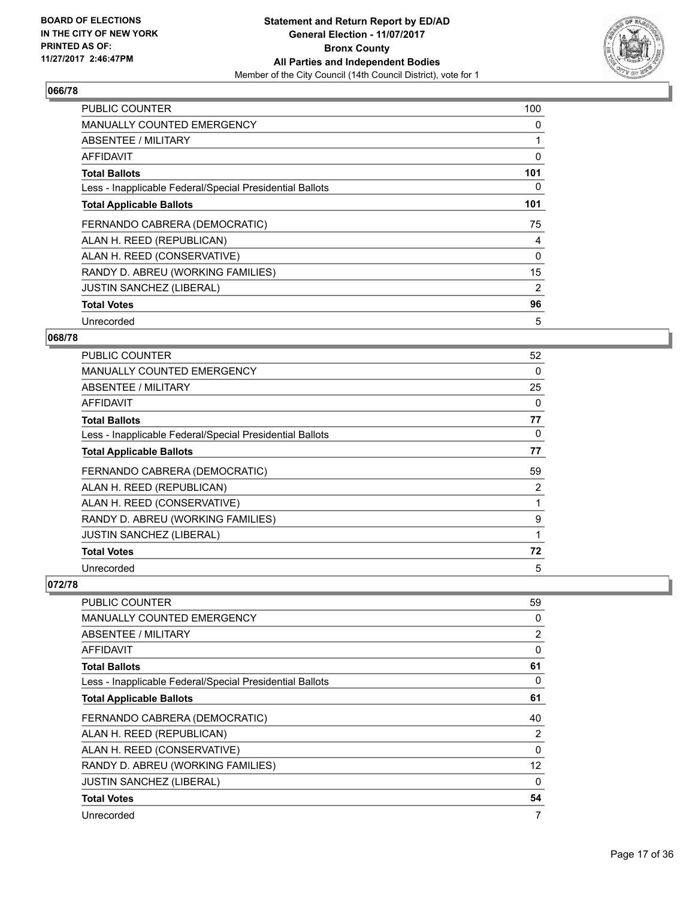**BOARD OF ELECTIONS IN THE CITY OF NEW YORK PRINTED AS OF: 11/27/2017 2:46:47PM**

**Statement and Return Report by ED/AD**
**General Election - 11/07/2017**
**Bronx County**
**All Parties and Independent Bodies**
Member of the City Council (14th Council District), vote for 1

### 066/78

| | |
|---|---|
| PUBLIC COUNTER | 100 |
| MANUALLY COUNTED EMERGENCY | 0 |
| ABSENTEE / MILITARY | 1 |
| AFFIDAVIT | 0 |
| **Total Ballots** | **101** |
| Less - Inapplicable Federal/Special Presidential Ballots | 0 |
| **Total Applicable Ballots** | **101** |
| FERNANDO CABRERA (DEMOCRATIC) | 75 |
| ALAN H. REED (REPUBLICAN) | 4 |
| ALAN H. REED (CONSERVATIVE) | 0 |
| RANDY D. ABREU (WORKING FAMILIES) | 15 |
| JUSTIN SANCHEZ (LIBERAL) | 2 |
| **Total Votes** | **96** |
| Unrecorded | 5 |

### 068/78

| | |
|---|---|
| PUBLIC COUNTER | 52 |
| MANUALLY COUNTED EMERGENCY | 0 |
| ABSENTEE / MILITARY | 25 |
| AFFIDAVIT | 0 |
| **Total Ballots** | **77** |
| Less - Inapplicable Federal/Special Presidential Ballots | 0 |
| **Total Applicable Ballots** | **77** |
| FERNANDO CABRERA (DEMOCRATIC) | 59 |
| ALAN H. REED (REPUBLICAN) | 2 |
| ALAN H. REED (CONSERVATIVE) | 1 |
| RANDY D. ABREU (WORKING FAMILIES) | 9 |
| JUSTIN SANCHEZ (LIBERAL) | 1 |
| **Total Votes** | **72** |
| Unrecorded | 5 |

### 072/78

| | |
|---|---|
| PUBLIC COUNTER | 59 |
| MANUALLY COUNTED EMERGENCY | 0 |
| ABSENTEE / MILITARY | 2 |
| AFFIDAVIT | 0 |
| **Total Ballots** | **61** |
| Less - Inapplicable Federal/Special Presidential Ballots | 0 |
| **Total Applicable Ballots** | **61** |
| FERNANDO CABRERA (DEMOCRATIC) | 40 |
| ALAN H. REED (REPUBLICAN) | 2 |
| ALAN H. REED (CONSERVATIVE) | 0 |
| RANDY D. ABREU (WORKING FAMILIES) | 12 |
| JUSTIN SANCHEZ (LIBERAL) | 0 |
| **Total Votes** | **54** |
| Unrecorded | 7 |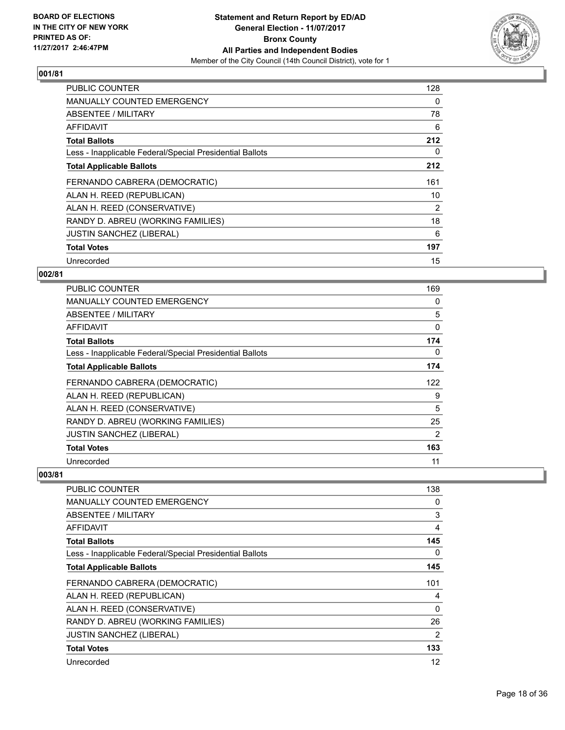**BOARD OF ELECTIONS IN THE CITY OF NEW YORK PRINTED AS OF: 11/27/2017 2:46:47PM**

# Statement and Return Report by ED/AD
## General Election - 11/07/2017
## Bronx County
## All Parties and Independent Bodies
Member of the City Council (14th Council District), vote for 1

### 001/81

| | |
|---|---|
| PUBLIC COUNTER | 128 |
| MANUALLY COUNTED EMERGENCY | 0 |
| ABSENTEE / MILITARY | 78 |
| AFFIDAVIT | 6 |
| **Total Ballots** | **212** |
| Less - Inapplicable Federal/Special Presidential Ballots | 0 |
| **Total Applicable Ballots** | **212** |
| FERNANDO CABRERA (DEMOCRATIC) | 161 |
| ALAN H. REED (REPUBLICAN) | 10 |
| ALAN H. REED (CONSERVATIVE) | 2 |
| RANDY D. ABREU (WORKING FAMILIES) | 18 |
| JUSTIN SANCHEZ (LIBERAL) | 6 |
| **Total Votes** | **197** |
| Unrecorded | 15 |

### 002/81

| | |
|---|---|
| PUBLIC COUNTER | 169 |
| MANUALLY COUNTED EMERGENCY | 0 |
| ABSENTEE / MILITARY | 5 |
| AFFIDAVIT | 0 |
| **Total Ballots** | **174** |
| Less - Inapplicable Federal/Special Presidential Ballots | 0 |
| **Total Applicable Ballots** | **174** |
| FERNANDO CABRERA (DEMOCRATIC) | 122 |
| ALAN H. REED (REPUBLICAN) | 9 |
| ALAN H. REED (CONSERVATIVE) | 5 |
| RANDY D. ABREU (WORKING FAMILIES) | 25 |
| JUSTIN SANCHEZ (LIBERAL) | 2 |
| **Total Votes** | **163** |
| Unrecorded | 11 |

### 003/81

| | |
|---|---|
| PUBLIC COUNTER | 138 |
| MANUALLY COUNTED EMERGENCY | 0 |
| ABSENTEE / MILITARY | 3 |
| AFFIDAVIT | 4 |
| **Total Ballots** | **145** |
| Less - Inapplicable Federal/Special Presidential Ballots | 0 |
| **Total Applicable Ballots** | **145** |
| FERNANDO CABRERA (DEMOCRATIC) | 101 |
| ALAN H. REED (REPUBLICAN) | 4 |
| ALAN H. REED (CONSERVATIVE) | 0 |
| RANDY D. ABREU (WORKING FAMILIES) | 26 |
| JUSTIN SANCHEZ (LIBERAL) | 2 |
| **Total Votes** | **133** |
| Unrecorded | 12 |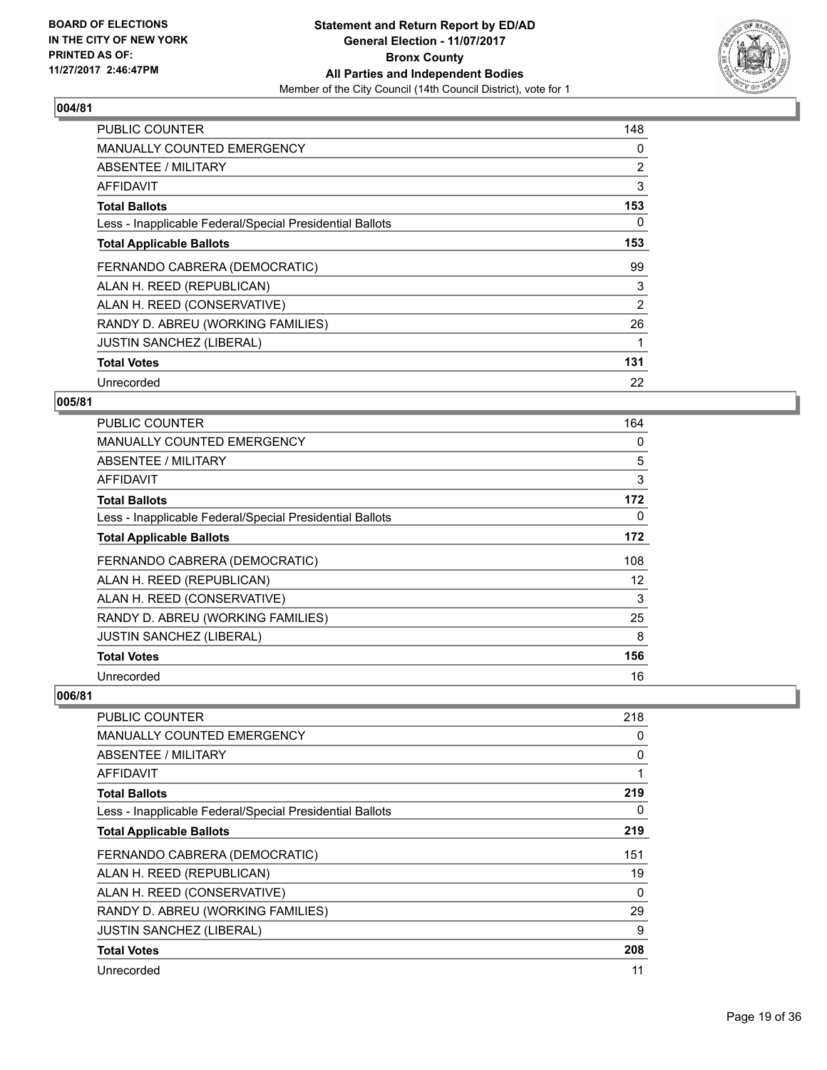**BOARD OF ELECTIONS IN THE CITY OF NEW YORK PRINTED AS OF: 11/27/2017 2:46:47PM**

**Statement and Return Report by ED/AD**
**General Election - 11/07/2017**
**Bronx County**
**All Parties and Independent Bodies**
Member of the City Council (14th Council District), vote for 1

## 004/81

| | |
|---|---|
| PUBLIC COUNTER | 148 |
| MANUALLY COUNTED EMERGENCY | 0 |
| ABSENTEE / MILITARY | 2 |
| AFFIDAVIT | 3 |
| **Total Ballots** | **153** |
| Less - Inapplicable Federal/Special Presidential Ballots | 0 |
| **Total Applicable Ballots** | **153** |
| FERNANDO CABRERA (DEMOCRATIC) | 99 |
| ALAN H. REED (REPUBLICAN) | 3 |
| ALAN H. REED (CONSERVATIVE) | 2 |
| RANDY D. ABREU (WORKING FAMILIES) | 26 |
| JUSTIN SANCHEZ (LIBERAL) | 1 |
| **Total Votes** | **131** |
| Unrecorded | 22 |

## 005/81

| | |
|---|---|
| PUBLIC COUNTER | 164 |
| MANUALLY COUNTED EMERGENCY | 0 |
| ABSENTEE / MILITARY | 5 |
| AFFIDAVIT | 3 |
| **Total Ballots** | **172** |
| Less - Inapplicable Federal/Special Presidential Ballots | 0 |
| **Total Applicable Ballots** | **172** |
| FERNANDO CABRERA (DEMOCRATIC) | 108 |
| ALAN H. REED (REPUBLICAN) | 12 |
| ALAN H. REED (CONSERVATIVE) | 3 |
| RANDY D. ABREU (WORKING FAMILIES) | 25 |
| JUSTIN SANCHEZ (LIBERAL) | 8 |
| **Total Votes** | **156** |
| Unrecorded | 16 |

## 006/81

| | |
|---|---|
| PUBLIC COUNTER | 218 |
| MANUALLY COUNTED EMERGENCY | 0 |
| ABSENTEE / MILITARY | 0 |
| AFFIDAVIT | 1 |
| **Total Ballots** | **219** |
| Less - Inapplicable Federal/Special Presidential Ballots | 0 |
| **Total Applicable Ballots** | **219** |
| FERNANDO CABRERA (DEMOCRATIC) | 151 |
| ALAN H. REED (REPUBLICAN) | 19 |
| ALAN H. REED (CONSERVATIVE) | 0 |
| RANDY D. ABREU (WORKING FAMILIES) | 29 |
| JUSTIN SANCHEZ (LIBERAL) | 9 |
| **Total Votes** | **208** |
| Unrecorded | 11 |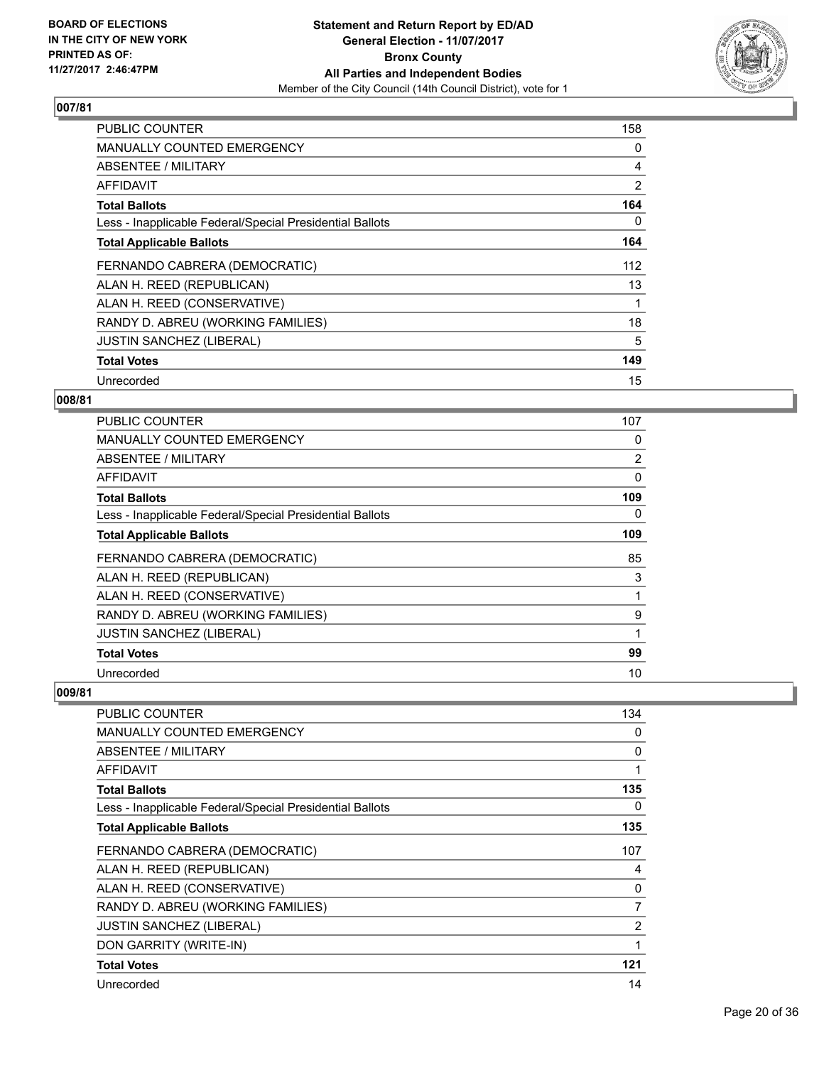**BOARD OF ELECTIONS IN THE CITY OF NEW YORK PRINTED AS OF: 11/27/2017 2:46:47PM**

**Statement and Return Report by ED/AD General Election - 11/07/2017 Bronx County All Parties and Independent Bodies**
Member of the City Council (14th Council District), vote for 1

### 007/81

| | |
|---|---|
| PUBLIC COUNTER | 158 |
| MANUALLY COUNTED EMERGENCY | 0 |
| ABSENTEE / MILITARY | 4 |
| AFFIDAVIT | 2 |
| **Total Ballots** | **164** |
| Less - Inapplicable Federal/Special Presidential Ballots | 0 |
| **Total Applicable Ballots** | **164** |
| FERNANDO CABRERA (DEMOCRATIC) | 112 |
| ALAN H. REED (REPUBLICAN) | 13 |
| ALAN H. REED (CONSERVATIVE) | 1 |
| RANDY D. ABREU (WORKING FAMILIES) | 18 |
| JUSTIN SANCHEZ (LIBERAL) | 5 |
| **Total Votes** | **149** |
| Unrecorded | 15 |

### 008/81

| | |
|---|---|
| PUBLIC COUNTER | 107 |
| MANUALLY COUNTED EMERGENCY | 0 |
| ABSENTEE / MILITARY | 2 |
| AFFIDAVIT | 0 |
| **Total Ballots** | **109** |
| Less - Inapplicable Federal/Special Presidential Ballots | 0 |
| **Total Applicable Ballots** | **109** |
| FERNANDO CABRERA (DEMOCRATIC) | 85 |
| ALAN H. REED (REPUBLICAN) | 3 |
| ALAN H. REED (CONSERVATIVE) | 1 |
| RANDY D. ABREU (WORKING FAMILIES) | 9 |
| JUSTIN SANCHEZ (LIBERAL) | 1 |
| **Total Votes** | **99** |
| Unrecorded | 10 |

### 009/81

| | |
|---|---|
| PUBLIC COUNTER | 134 |
| MANUALLY COUNTED EMERGENCY | 0 |
| ABSENTEE / MILITARY | 0 |
| AFFIDAVIT | 1 |
| **Total Ballots** | **135** |
| Less - Inapplicable Federal/Special Presidential Ballots | 0 |
| **Total Applicable Ballots** | **135** |
| FERNANDO CABRERA (DEMOCRATIC) | 107 |
| ALAN H. REED (REPUBLICAN) | 4 |
| ALAN H. REED (CONSERVATIVE) | 0 |
| RANDY D. ABREU (WORKING FAMILIES) | 7 |
| JUSTIN SANCHEZ (LIBERAL) | 2 |
| DON GARRITY (WRITE-IN) | 1 |
| **Total Votes** | **121** |
| Unrecorded | 14 |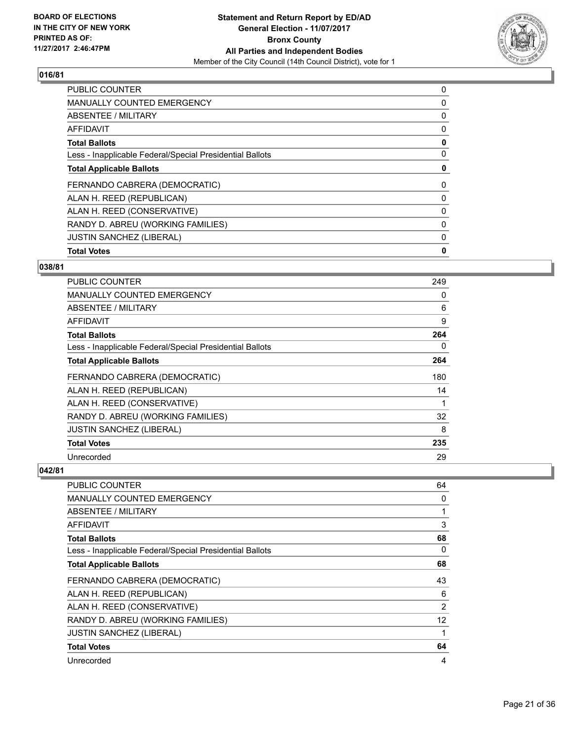**BOARD OF ELECTIONS IN THE CITY OF NEW YORK PRINTED AS OF: 11/27/2017 2:46:47PM**

**Statement and Return Report by ED/AD**
**General Election - 11/07/2017**
**Bronx County**
**All Parties and Independent Bodies**
Member of the City Council (14th Council District), vote for 1

### 016/81

| | |
|---|---|
| PUBLIC COUNTER | 0 |
| MANUALLY COUNTED EMERGENCY | 0 |
| ABSENTEE / MILITARY | 0 |
| AFFIDAVIT | 0 |
| **Total Ballots** | **0** |
| Less - Inapplicable Federal/Special Presidential Ballots | 0 |
| **Total Applicable Ballots** | **0** |
| FERNANDO CABRERA (DEMOCRATIC) | 0 |
| ALAN H. REED (REPUBLICAN) | 0 |
| ALAN H. REED (CONSERVATIVE) | 0 |
| RANDY D. ABREU (WORKING FAMILIES) | 0 |
| JUSTIN SANCHEZ (LIBERAL) | 0 |
| **Total Votes** | **0** |

### 038/81

| | |
|---|---|
| PUBLIC COUNTER | 249 |
| MANUALLY COUNTED EMERGENCY | 0 |
| ABSENTEE / MILITARY | 6 |
| AFFIDAVIT | 9 |
| **Total Ballots** | **264** |
| Less - Inapplicable Federal/Special Presidential Ballots | 0 |
| **Total Applicable Ballots** | **264** |
| FERNANDO CABRERA (DEMOCRATIC) | 180 |
| ALAN H. REED (REPUBLICAN) | 14 |
| ALAN H. REED (CONSERVATIVE) | 1 |
| RANDY D. ABREU (WORKING FAMILIES) | 32 |
| JUSTIN SANCHEZ (LIBERAL) | 8 |
| **Total Votes** | **235** |
| Unrecorded | 29 |

### 042/81

| | |
|---|---|
| PUBLIC COUNTER | 64 |
| MANUALLY COUNTED EMERGENCY | 0 |
| ABSENTEE / MILITARY | 1 |
| AFFIDAVIT | 3 |
| **Total Ballots** | **68** |
| Less - Inapplicable Federal/Special Presidential Ballots | 0 |
| **Total Applicable Ballots** | **68** |
| FERNANDO CABRERA (DEMOCRATIC) | 43 |
| ALAN H. REED (REPUBLICAN) | 6 |
| ALAN H. REED (CONSERVATIVE) | 2 |
| RANDY D. ABREU (WORKING FAMILIES) | 12 |
| JUSTIN SANCHEZ (LIBERAL) | 1 |
| **Total Votes** | **64** |
| Unrecorded | 4 |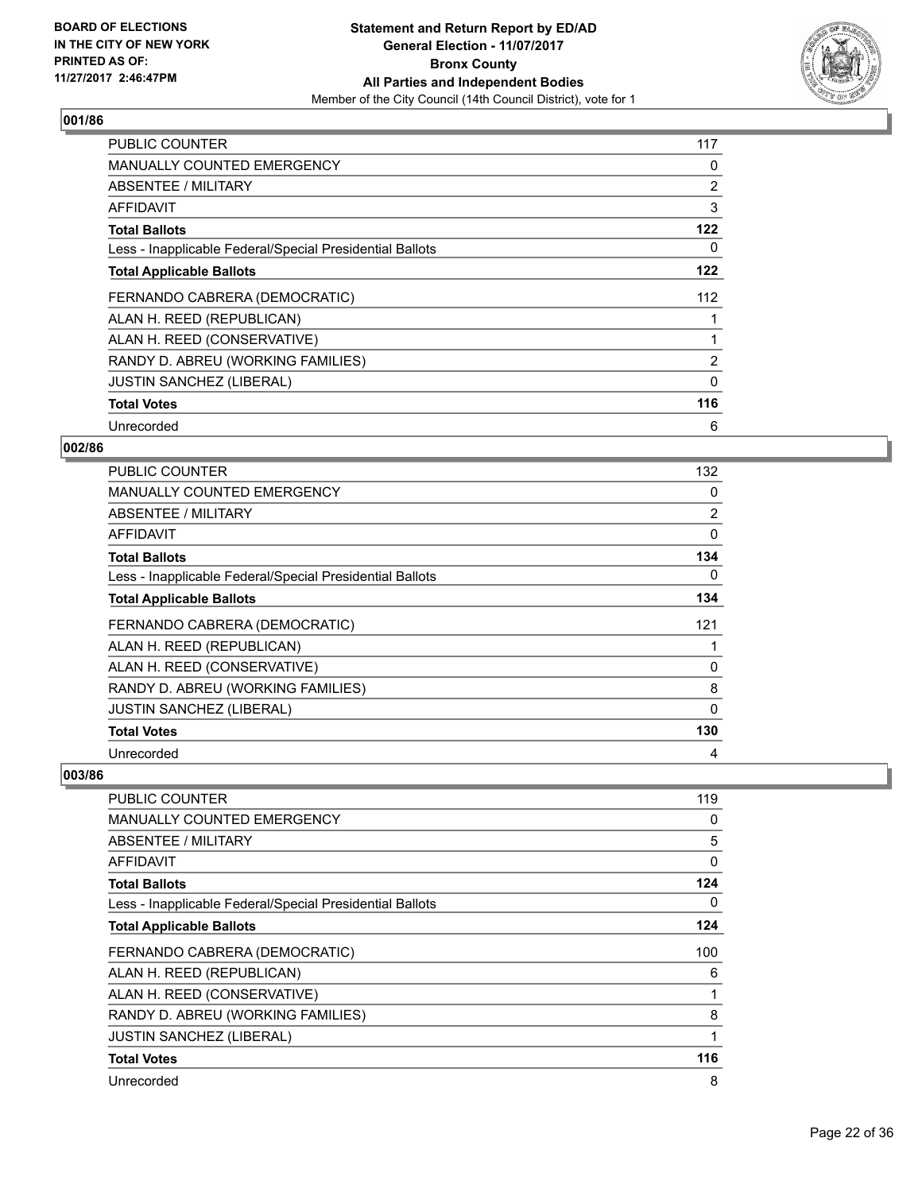**BOARD OF ELECTIONS IN THE CITY OF NEW YORK PRINTED AS OF: 11/27/2017 2:46:47PM**

**Statement and Return Report by ED/AD**
**General Election - 11/07/2017**
**Bronx County**
**All Parties and Independent Bodies**
Member of the City Council (14th Council District), vote for 1

### 001/86

| | |
|---|---|
| PUBLIC COUNTER | 117 |
| MANUALLY COUNTED EMERGENCY | 0 |
| ABSENTEE / MILITARY | 2 |
| AFFIDAVIT | 3 |
| **Total Ballots** | **122** |
| Less - Inapplicable Federal/Special Presidential Ballots | 0 |
| **Total Applicable Ballots** | **122** |
| FERNANDO CABRERA (DEMOCRATIC) | 112 |
| ALAN H. REED (REPUBLICAN) | 1 |
| ALAN H. REED (CONSERVATIVE) | 1 |
| RANDY D. ABREU (WORKING FAMILIES) | 2 |
| JUSTIN SANCHEZ (LIBERAL) | 0 |
| **Total Votes** | **116** |
| Unrecorded | 6 |

### 002/86

| | |
|---|---|
| PUBLIC COUNTER | 132 |
| MANUALLY COUNTED EMERGENCY | 0 |
| ABSENTEE / MILITARY | 2 |
| AFFIDAVIT | 0 |
| **Total Ballots** | **134** |
| Less - Inapplicable Federal/Special Presidential Ballots | 0 |
| **Total Applicable Ballots** | **134** |
| FERNANDO CABRERA (DEMOCRATIC) | 121 |
| ALAN H. REED (REPUBLICAN) | 1 |
| ALAN H. REED (CONSERVATIVE) | 0 |
| RANDY D. ABREU (WORKING FAMILIES) | 8 |
| JUSTIN SANCHEZ (LIBERAL) | 0 |
| **Total Votes** | **130** |
| Unrecorded | 4 |

### 003/86

| | |
|---|---|
| PUBLIC COUNTER | 119 |
| MANUALLY COUNTED EMERGENCY | 0 |
| ABSENTEE / MILITARY | 5 |
| AFFIDAVIT | 0 |
| **Total Ballots** | **124** |
| Less - Inapplicable Federal/Special Presidential Ballots | 0 |
| **Total Applicable Ballots** | **124** |
| FERNANDO CABRERA (DEMOCRATIC) | 100 |
| ALAN H. REED (REPUBLICAN) | 6 |
| ALAN H. REED (CONSERVATIVE) | 1 |
| RANDY D. ABREU (WORKING FAMILIES) | 8 |
| JUSTIN SANCHEZ (LIBERAL) | 1 |
| **Total Votes** | **116** |
| Unrecorded | 8 |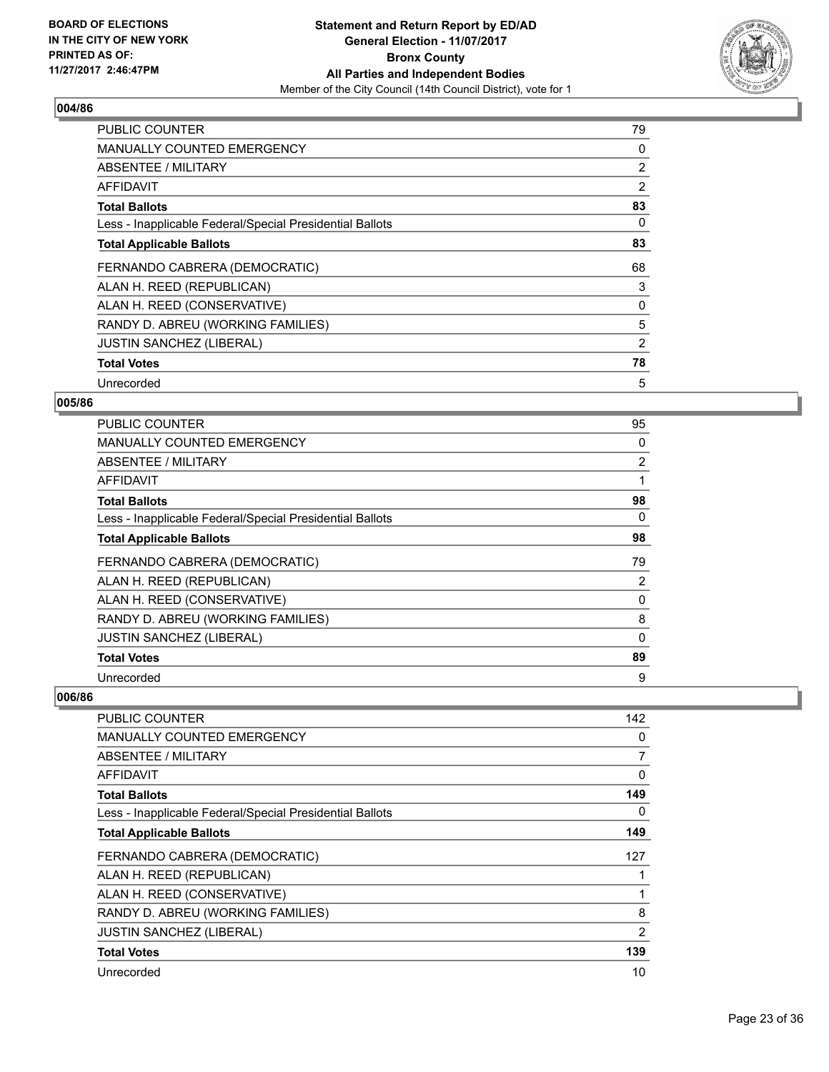BOARD OF ELECTIONS
IN THE CITY OF NEW YORK
PRINTED AS OF:
11/27/2017 2:46:47PM

**Statement and Return Report by ED/AD**
**General Election - 11/07/2017**
**Bronx County**
**All Parties and Independent Bodies**
Member of the City Council (14th Council District), vote for 1

### 004/86

| | |
|---|---|
| PUBLIC COUNTER | 79 |
| MANUALLY COUNTED EMERGENCY | 0 |
| ABSENTEE / MILITARY | 2 |
| AFFIDAVIT | 2 |
| **Total Ballots** | **83** |
| Less - Inapplicable Federal/Special Presidential Ballots | 0 |
| **Total Applicable Ballots** | **83** |
| FERNANDO CABRERA (DEMOCRATIC) | 68 |
| ALAN H. REED (REPUBLICAN) | 3 |
| ALAN H. REED (CONSERVATIVE) | 0 |
| RANDY D. ABREU (WORKING FAMILIES) | 5 |
| JUSTIN SANCHEZ (LIBERAL) | 2 |
| **Total Votes** | **78** |
| Unrecorded | 5 |

### 005/86

| | |
|---|---|
| PUBLIC COUNTER | 95 |
| MANUALLY COUNTED EMERGENCY | 0 |
| ABSENTEE / MILITARY | 2 |
| AFFIDAVIT | 1 |
| **Total Ballots** | **98** |
| Less - Inapplicable Federal/Special Presidential Ballots | 0 |
| **Total Applicable Ballots** | **98** |
| FERNANDO CABRERA (DEMOCRATIC) | 79 |
| ALAN H. REED (REPUBLICAN) | 2 |
| ALAN H. REED (CONSERVATIVE) | 0 |
| RANDY D. ABREU (WORKING FAMILIES) | 8 |
| JUSTIN SANCHEZ (LIBERAL) | 0 |
| **Total Votes** | **89** |
| Unrecorded | 9 |

### 006/86

| | |
|---|---|
| PUBLIC COUNTER | 142 |
| MANUALLY COUNTED EMERGENCY | 0 |
| ABSENTEE / MILITARY | 7 |
| AFFIDAVIT | 0 |
| **Total Ballots** | **149** |
| Less - Inapplicable Federal/Special Presidential Ballots | 0 |
| **Total Applicable Ballots** | **149** |
| FERNANDO CABRERA (DEMOCRATIC) | 127 |
| ALAN H. REED (REPUBLICAN) | 1 |
| ALAN H. REED (CONSERVATIVE) | 1 |
| RANDY D. ABREU (WORKING FAMILIES) | 8 |
| JUSTIN SANCHEZ (LIBERAL) | 2 |
| **Total Votes** | **139** |
| Unrecorded | 10 |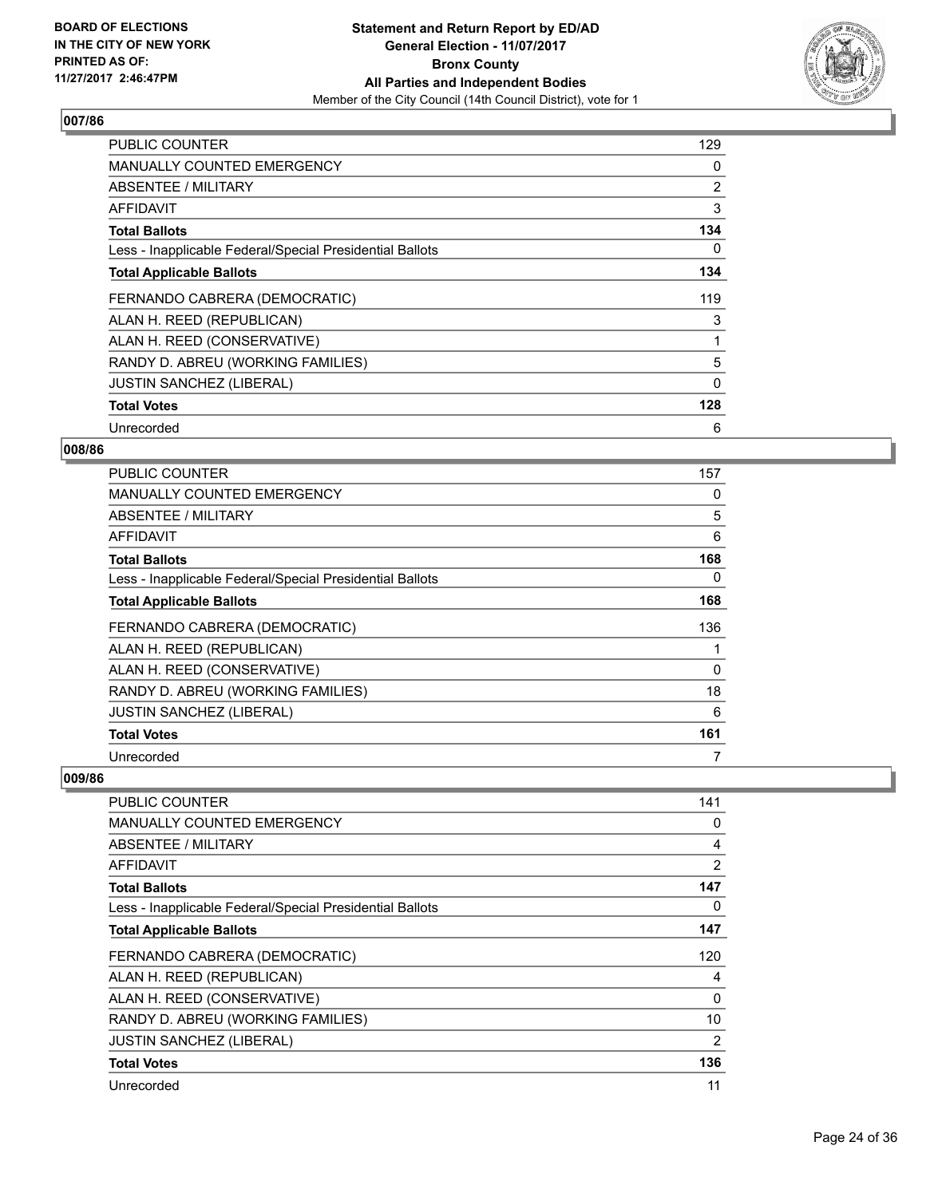BOARD OF ELECTIONS
IN THE CITY OF NEW YORK
PRINTED AS OF:
11/27/2017 2:46:47PM

**Statement and Return Report by ED/AD**
**General Election - 11/07/2017**
**Bronx County**
**All Parties and Independent Bodies**
Member of the City Council (14th Council District), vote for 1

## 007/86

| | |
|---|---|
| PUBLIC COUNTER | 129 |
| MANUALLY COUNTED EMERGENCY | 0 |
| ABSENTEE / MILITARY | 2 |
| AFFIDAVIT | 3 |
| **Total Ballots** | **134** |
| Less - Inapplicable Federal/Special Presidential Ballots | 0 |
| **Total Applicable Ballots** | **134** |
| FERNANDO CABRERA (DEMOCRATIC) | 119 |
| ALAN H. REED (REPUBLICAN) | 3 |
| ALAN H. REED (CONSERVATIVE) | 1 |
| RANDY D. ABREU (WORKING FAMILIES) | 5 |
| JUSTIN SANCHEZ (LIBERAL) | 0 |
| **Total Votes** | **128** |
| Unrecorded | 6 |

## 008/86

| | |
|---|---|
| PUBLIC COUNTER | 157 |
| MANUALLY COUNTED EMERGENCY | 0 |
| ABSENTEE / MILITARY | 5 |
| AFFIDAVIT | 6 |
| **Total Ballots** | **168** |
| Less - Inapplicable Federal/Special Presidential Ballots | 0 |
| **Total Applicable Ballots** | **168** |
| FERNANDO CABRERA (DEMOCRATIC) | 136 |
| ALAN H. REED (REPUBLICAN) | 1 |
| ALAN H. REED (CONSERVATIVE) | 0 |
| RANDY D. ABREU (WORKING FAMILIES) | 18 |
| JUSTIN SANCHEZ (LIBERAL) | 6 |
| **Total Votes** | **161** |
| Unrecorded | 7 |

## 009/86

| | |
|---|---|
| PUBLIC COUNTER | 141 |
| MANUALLY COUNTED EMERGENCY | 0 |
| ABSENTEE / MILITARY | 4 |
| AFFIDAVIT | 2 |
| **Total Ballots** | **147** |
| Less - Inapplicable Federal/Special Presidential Ballots | 0 |
| **Total Applicable Ballots** | **147** |
| FERNANDO CABRERA (DEMOCRATIC) | 120 |
| ALAN H. REED (REPUBLICAN) | 4 |
| ALAN H. REED (CONSERVATIVE) | 0 |
| RANDY D. ABREU (WORKING FAMILIES) | 10 |
| JUSTIN SANCHEZ (LIBERAL) | 2 |
| **Total Votes** | **136** |
| Unrecorded | 11 |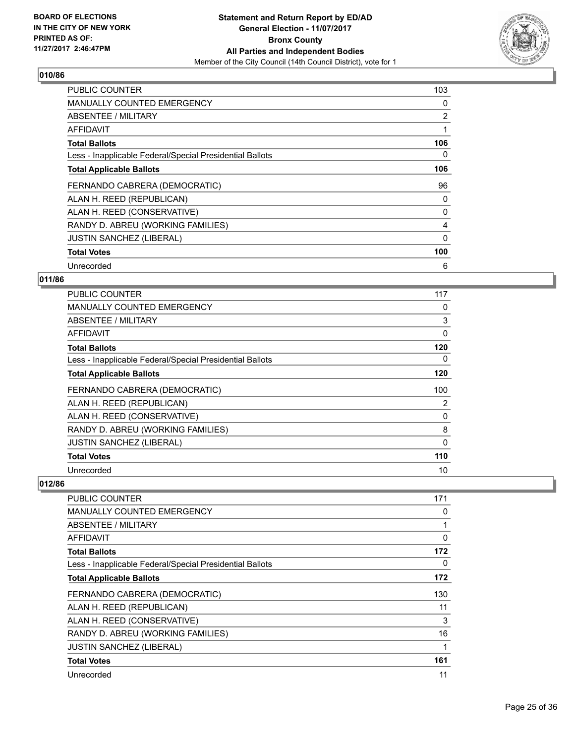## 010/86

| | |
|---|---|
| PUBLIC COUNTER | 103 |
| MANUALLY COUNTED EMERGENCY | 0 |
| ABSENTEE / MILITARY | 2 |
| AFFIDAVIT | 1 |
| **Total Ballots** | **106** |
| Less - Inapplicable Federal/Special Presidential Ballots | 0 |
| **Total Applicable Ballots** | **106** |
| FERNANDO CABRERA (DEMOCRATIC) | 96 |
| ALAN H. REED (REPUBLICAN) | 0 |
| ALAN H. REED (CONSERVATIVE) | 0 |
| RANDY D. ABREU (WORKING FAMILIES) | 4 |
| JUSTIN SANCHEZ (LIBERAL) | 0 |
| **Total Votes** | **100** |
| Unrecorded | 6 |

## 011/86

| | |
|---|---|
| PUBLIC COUNTER | 117 |
| MANUALLY COUNTED EMERGENCY | 0 |
| ABSENTEE / MILITARY | 3 |
| AFFIDAVIT | 0 |
| **Total Ballots** | **120** |
| Less - Inapplicable Federal/Special Presidential Ballots | 0 |
| **Total Applicable Ballots** | **120** |
| FERNANDO CABRERA (DEMOCRATIC) | 100 |
| ALAN H. REED (REPUBLICAN) | 2 |
| ALAN H. REED (CONSERVATIVE) | 0 |
| RANDY D. ABREU (WORKING FAMILIES) | 8 |
| JUSTIN SANCHEZ (LIBERAL) | 0 |
| **Total Votes** | **110** |
| Unrecorded | 10 |

## 012/86

| | |
|---|---|
| PUBLIC COUNTER | 171 |
| MANUALLY COUNTED EMERGENCY | 0 |
| ABSENTEE / MILITARY | 1 |
| AFFIDAVIT | 0 |
| **Total Ballots** | **172** |
| Less - Inapplicable Federal/Special Presidential Ballots | 0 |
| **Total Applicable Ballots** | **172** |
| FERNANDO CABRERA (DEMOCRATIC) | 130 |
| ALAN H. REED (REPUBLICAN) | 11 |
| ALAN H. REED (CONSERVATIVE) | 3 |
| RANDY D. ABREU (WORKING FAMILIES) | 16 |
| JUSTIN SANCHEZ (LIBERAL) | 1 |
| **Total Votes** | **161** |
| Unrecorded | 11 |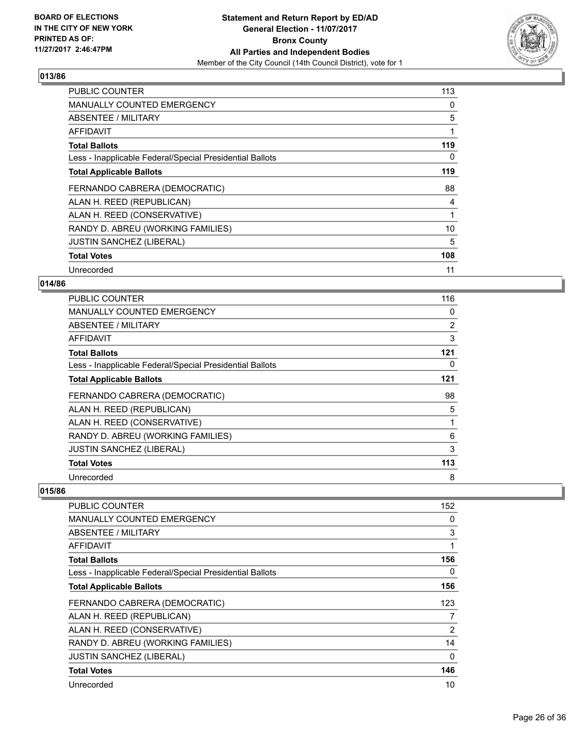**BOARD OF ELECTIONS IN THE CITY OF NEW YORK PRINTED AS OF: 11/27/2017 2:46:47PM**

**Statement and Return Report by ED/AD**
**General Election - 11/07/2017**
**Bronx County**
**All Parties and Independent Bodies**
Member of the City Council (14th Council District), vote for 1

### 013/86

| | |
|---|---|
| PUBLIC COUNTER | 113 |
| MANUALLY COUNTED EMERGENCY | 0 |
| ABSENTEE / MILITARY | 5 |
| AFFIDAVIT | 1 |
| **Total Ballots** | **119** |
| Less - Inapplicable Federal/Special Presidential Ballots | 0 |
| **Total Applicable Ballots** | **119** |
| FERNANDO CABRERA (DEMOCRATIC) | 88 |
| ALAN H. REED (REPUBLICAN) | 4 |
| ALAN H. REED (CONSERVATIVE) | 1 |
| RANDY D. ABREU (WORKING FAMILIES) | 10 |
| JUSTIN SANCHEZ (LIBERAL) | 5 |
| **Total Votes** | **108** |
| Unrecorded | 11 |

### 014/86

| | |
|---|---|
| PUBLIC COUNTER | 116 |
| MANUALLY COUNTED EMERGENCY | 0 |
| ABSENTEE / MILITARY | 2 |
| AFFIDAVIT | 3 |
| **Total Ballots** | **121** |
| Less - Inapplicable Federal/Special Presidential Ballots | 0 |
| **Total Applicable Ballots** | **121** |
| FERNANDO CABRERA (DEMOCRATIC) | 98 |
| ALAN H. REED (REPUBLICAN) | 5 |
| ALAN H. REED (CONSERVATIVE) | 1 |
| RANDY D. ABREU (WORKING FAMILIES) | 6 |
| JUSTIN SANCHEZ (LIBERAL) | 3 |
| **Total Votes** | **113** |
| Unrecorded | 8 |

### 015/86

| | |
|---|---|
| PUBLIC COUNTER | 152 |
| MANUALLY COUNTED EMERGENCY | 0 |
| ABSENTEE / MILITARY | 3 |
| AFFIDAVIT | 1 |
| **Total Ballots** | **156** |
| Less - Inapplicable Federal/Special Presidential Ballots | 0 |
| **Total Applicable Ballots** | **156** |
| FERNANDO CABRERA (DEMOCRATIC) | 123 |
| ALAN H. REED (REPUBLICAN) | 7 |
| ALAN H. REED (CONSERVATIVE) | 2 |
| RANDY D. ABREU (WORKING FAMILIES) | 14 |
| JUSTIN SANCHEZ (LIBERAL) | 0 |
| **Total Votes** | **146** |
| Unrecorded | 10 |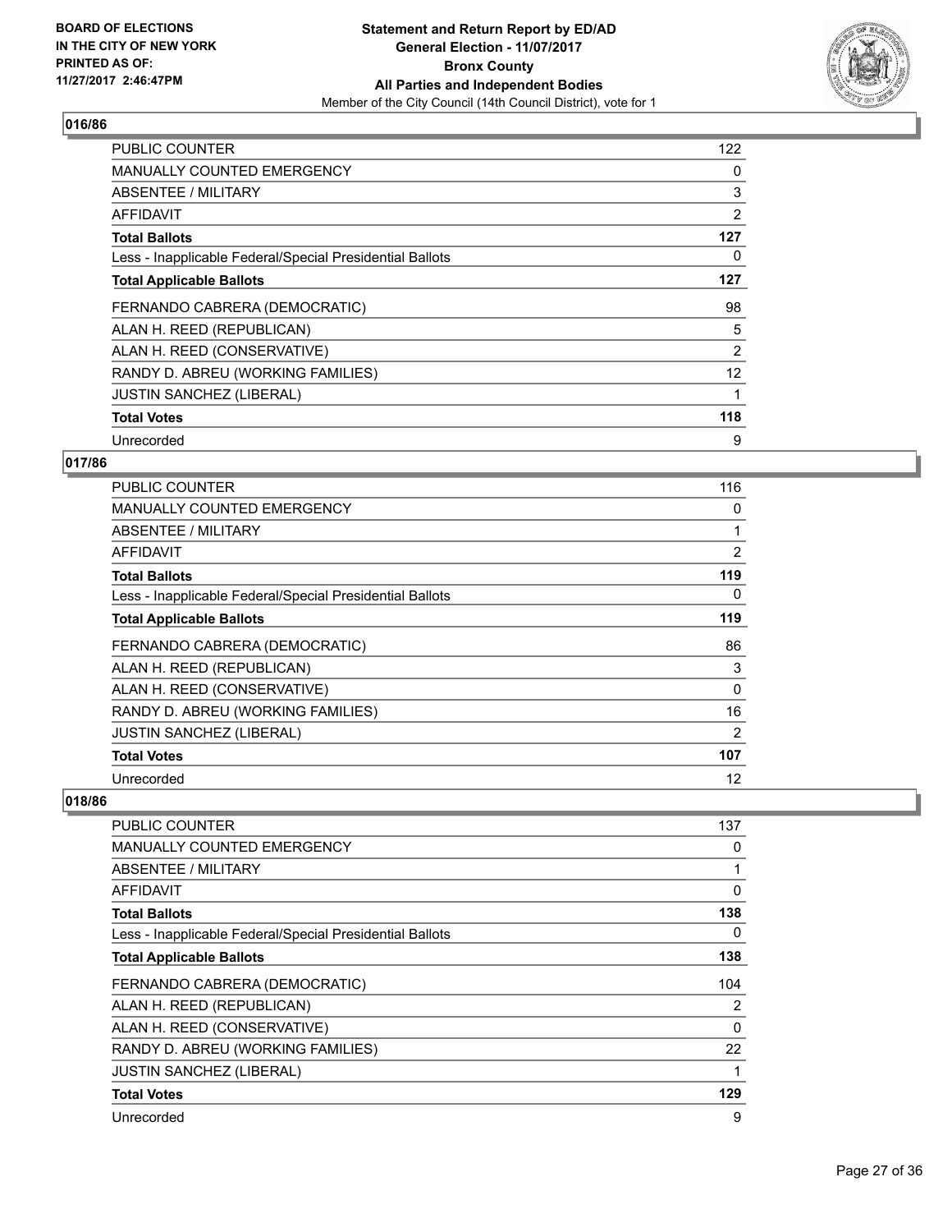**BOARD OF ELECTIONS IN THE CITY OF NEW YORK PRINTED AS OF: 11/27/2017 2:46:47PM**

**Statement and Return Report by ED/AD General Election - 11/07/2017 Bronx County All Parties and Independent Bodies**

Member of the City Council (14th Council District), vote for 1

### 016/86

| | |
|---|---|
| PUBLIC COUNTER | 122 |
| MANUALLY COUNTED EMERGENCY | 0 |
| ABSENTEE / MILITARY | 3 |
| AFFIDAVIT | 2 |
| **Total Ballots** | **127** |
| Less - Inapplicable Federal/Special Presidential Ballots | 0 |
| **Total Applicable Ballots** | **127** |
| FERNANDO CABRERA (DEMOCRATIC) | 98 |
| ALAN H. REED (REPUBLICAN) | 5 |
| ALAN H. REED (CONSERVATIVE) | 2 |
| RANDY D. ABREU (WORKING FAMILIES) | 12 |
| JUSTIN SANCHEZ (LIBERAL) | 1 |
| **Total Votes** | **118** |
| Unrecorded | 9 |

### 017/86

| | |
|---|---|
| PUBLIC COUNTER | 116 |
| MANUALLY COUNTED EMERGENCY | 0 |
| ABSENTEE / MILITARY | 1 |
| AFFIDAVIT | 2 |
| **Total Ballots** | **119** |
| Less - Inapplicable Federal/Special Presidential Ballots | 0 |
| **Total Applicable Ballots** | **119** |
| FERNANDO CABRERA (DEMOCRATIC) | 86 |
| ALAN H. REED (REPUBLICAN) | 3 |
| ALAN H. REED (CONSERVATIVE) | 0 |
| RANDY D. ABREU (WORKING FAMILIES) | 16 |
| JUSTIN SANCHEZ (LIBERAL) | 2 |
| **Total Votes** | **107** |
| Unrecorded | 12 |

### 018/86

| | |
|---|---|
| PUBLIC COUNTER | 137 |
| MANUALLY COUNTED EMERGENCY | 0 |
| ABSENTEE / MILITARY | 1 |
| AFFIDAVIT | 0 |
| **Total Ballots** | **138** |
| Less - Inapplicable Federal/Special Presidential Ballots | 0 |
| **Total Applicable Ballots** | **138** |
| FERNANDO CABRERA (DEMOCRATIC) | 104 |
| ALAN H. REED (REPUBLICAN) | 2 |
| ALAN H. REED (CONSERVATIVE) | 0 |
| RANDY D. ABREU (WORKING FAMILIES) | 22 |
| JUSTIN SANCHEZ (LIBERAL) | 1 |
| **Total Votes** | **129** |
| Unrecorded | 9 |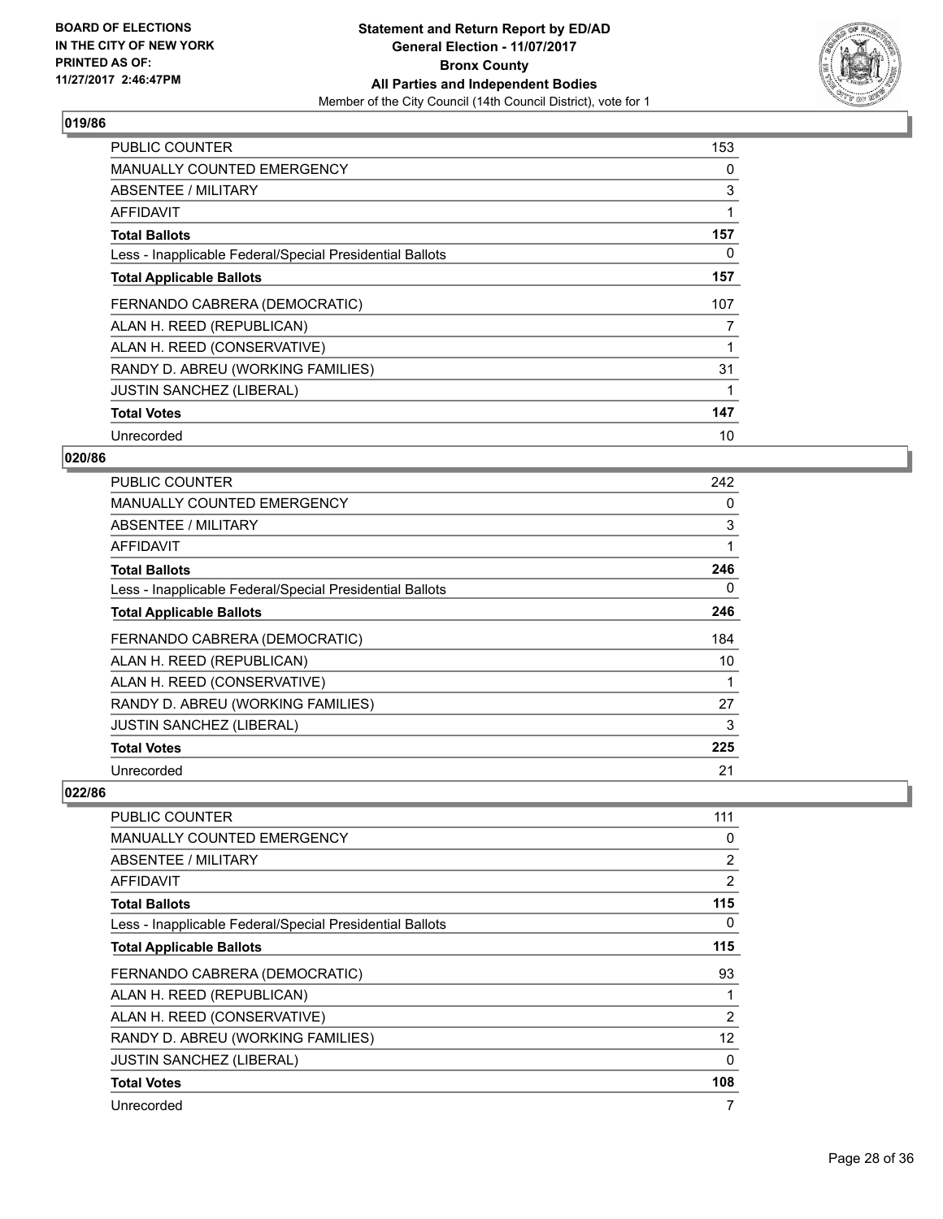BOARD OF ELECTIONS
IN THE CITY OF NEW YORK
PRINTED AS OF:
11/27/2017 2:46:47PM

**Statement and Return Report by ED/AD**
**General Election - 11/07/2017**
**Bronx County**
**All Parties and Independent Bodies**
Member of the City Council (14th Council District), vote for 1

### 019/86

| | |
|---|---|
| PUBLIC COUNTER | 153 |
| MANUALLY COUNTED EMERGENCY | 0 |
| ABSENTEE / MILITARY | 3 |
| AFFIDAVIT | 1 |
| **Total Ballots** | **157** |
| Less - Inapplicable Federal/Special Presidential Ballots | 0 |
| **Total Applicable Ballots** | **157** |
| FERNANDO CABRERA (DEMOCRATIC) | 107 |
| ALAN H. REED (REPUBLICAN) | 7 |
| ALAN H. REED (CONSERVATIVE) | 1 |
| RANDY D. ABREU (WORKING FAMILIES) | 31 |
| JUSTIN SANCHEZ (LIBERAL) | 1 |
| **Total Votes** | **147** |
| Unrecorded | 10 |

### 020/86

| | |
|---|---|
| PUBLIC COUNTER | 242 |
| MANUALLY COUNTED EMERGENCY | 0 |
| ABSENTEE / MILITARY | 3 |
| AFFIDAVIT | 1 |
| **Total Ballots** | **246** |
| Less - Inapplicable Federal/Special Presidential Ballots | 0 |
| **Total Applicable Ballots** | **246** |
| FERNANDO CABRERA (DEMOCRATIC) | 184 |
| ALAN H. REED (REPUBLICAN) | 10 |
| ALAN H. REED (CONSERVATIVE) | 1 |
| RANDY D. ABREU (WORKING FAMILIES) | 27 |
| JUSTIN SANCHEZ (LIBERAL) | 3 |
| **Total Votes** | **225** |
| Unrecorded | 21 |

### 022/86

| | |
|---|---|
| PUBLIC COUNTER | 111 |
| MANUALLY COUNTED EMERGENCY | 0 |
| ABSENTEE / MILITARY | 2 |
| AFFIDAVIT | 2 |
| **Total Ballots** | **115** |
| Less - Inapplicable Federal/Special Presidential Ballots | 0 |
| **Total Applicable Ballots** | **115** |
| FERNANDO CABRERA (DEMOCRATIC) | 93 |
| ALAN H. REED (REPUBLICAN) | 1 |
| ALAN H. REED (CONSERVATIVE) | 2 |
| RANDY D. ABREU (WORKING FAMILIES) | 12 |
| JUSTIN SANCHEZ (LIBERAL) | 0 |
| **Total Votes** | **108** |
| Unrecorded | 7 |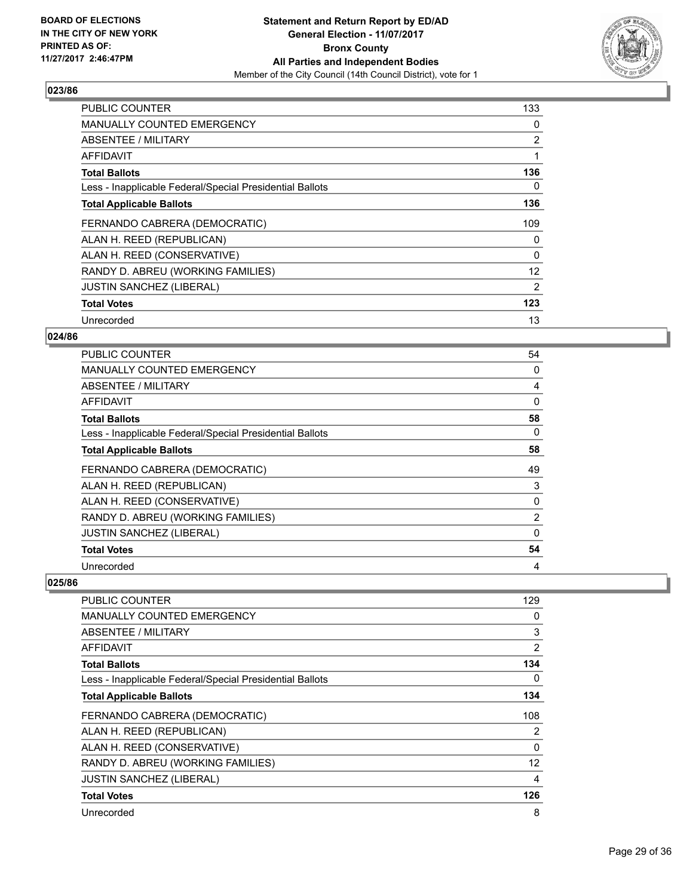## 023/86

| | |
|---|---|
| PUBLIC COUNTER | 133 |
| MANUALLY COUNTED EMERGENCY | 0 |
| ABSENTEE / MILITARY | 2 |
| AFFIDAVIT | 1 |
| **Total Ballots** | **136** |
| Less - Inapplicable Federal/Special Presidential Ballots | 0 |
| **Total Applicable Ballots** | **136** |
| FERNANDO CABRERA (DEMOCRATIC) | 109 |
| ALAN H. REED (REPUBLICAN) | 0 |
| ALAN H. REED (CONSERVATIVE) | 0 |
| RANDY D. ABREU (WORKING FAMILIES) | 12 |
| JUSTIN SANCHEZ (LIBERAL) | 2 |
| **Total Votes** | **123** |
| Unrecorded | 13 |

## 024/86

| | |
|---|---|
| PUBLIC COUNTER | 54 |
| MANUALLY COUNTED EMERGENCY | 0 |
| ABSENTEE / MILITARY | 4 |
| AFFIDAVIT | 0 |
| **Total Ballots** | **58** |
| Less - Inapplicable Federal/Special Presidential Ballots | 0 |
| **Total Applicable Ballots** | **58** |
| FERNANDO CABRERA (DEMOCRATIC) | 49 |
| ALAN H. REED (REPUBLICAN) | 3 |
| ALAN H. REED (CONSERVATIVE) | 0 |
| RANDY D. ABREU (WORKING FAMILIES) | 2 |
| JUSTIN SANCHEZ (LIBERAL) | 0 |
| **Total Votes** | **54** |
| Unrecorded | 4 |

## 025/86

| | |
|---|---|
| PUBLIC COUNTER | 129 |
| MANUALLY COUNTED EMERGENCY | 0 |
| ABSENTEE / MILITARY | 3 |
| AFFIDAVIT | 2 |
| **Total Ballots** | **134** |
| Less - Inapplicable Federal/Special Presidential Ballots | 0 |
| **Total Applicable Ballots** | **134** |
| FERNANDO CABRERA (DEMOCRATIC) | 108 |
| ALAN H. REED (REPUBLICAN) | 2 |
| ALAN H. REED (CONSERVATIVE) | 0 |
| RANDY D. ABREU (WORKING FAMILIES) | 12 |
| JUSTIN SANCHEZ (LIBERAL) | 4 |
| **Total Votes** | **126** |
| Unrecorded | 8 |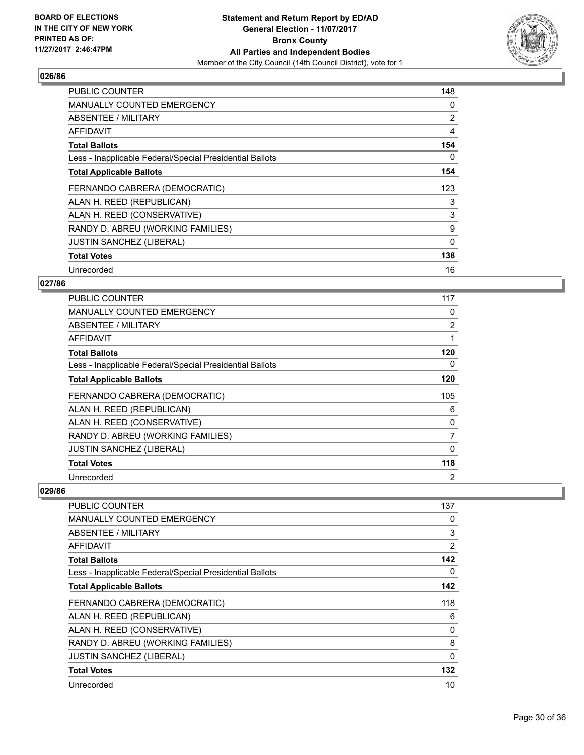## 026/86

| | |
|---|---|
| PUBLIC COUNTER | 148 |
| MANUALLY COUNTED EMERGENCY | 0 |
| ABSENTEE / MILITARY | 2 |
| AFFIDAVIT | 4 |
| **Total Ballots** | **154** |
| Less - Inapplicable Federal/Special Presidential Ballots | 0 |
| **Total Applicable Ballots** | **154** |
| FERNANDO CABRERA (DEMOCRATIC) | 123 |
| ALAN H. REED (REPUBLICAN) | 3 |
| ALAN H. REED (CONSERVATIVE) | 3 |
| RANDY D. ABREU (WORKING FAMILIES) | 9 |
| JUSTIN SANCHEZ (LIBERAL) | 0 |
| **Total Votes** | **138** |
| Unrecorded | 16 |

## 027/86

| | |
|---|---|
| PUBLIC COUNTER | 117 |
| MANUALLY COUNTED EMERGENCY | 0 |
| ABSENTEE / MILITARY | 2 |
| AFFIDAVIT | 1 |
| **Total Ballots** | **120** |
| Less - Inapplicable Federal/Special Presidential Ballots | 0 |
| **Total Applicable Ballots** | **120** |
| FERNANDO CABRERA (DEMOCRATIC) | 105 |
| ALAN H. REED (REPUBLICAN) | 6 |
| ALAN H. REED (CONSERVATIVE) | 0 |
| RANDY D. ABREU (WORKING FAMILIES) | 7 |
| JUSTIN SANCHEZ (LIBERAL) | 0 |
| **Total Votes** | **118** |
| Unrecorded | 2 |

## 029/86

| | |
|---|---|
| PUBLIC COUNTER | 137 |
| MANUALLY COUNTED EMERGENCY | 0 |
| ABSENTEE / MILITARY | 3 |
| AFFIDAVIT | 2 |
| **Total Ballots** | **142** |
| Less - Inapplicable Federal/Special Presidential Ballots | 0 |
| **Total Applicable Ballots** | **142** |
| FERNANDO CABRERA (DEMOCRATIC) | 118 |
| ALAN H. REED (REPUBLICAN) | 6 |
| ALAN H. REED (CONSERVATIVE) | 0 |
| RANDY D. ABREU (WORKING FAMILIES) | 8 |
| JUSTIN SANCHEZ (LIBERAL) | 0 |
| **Total Votes** | **132** |
| Unrecorded | 10 |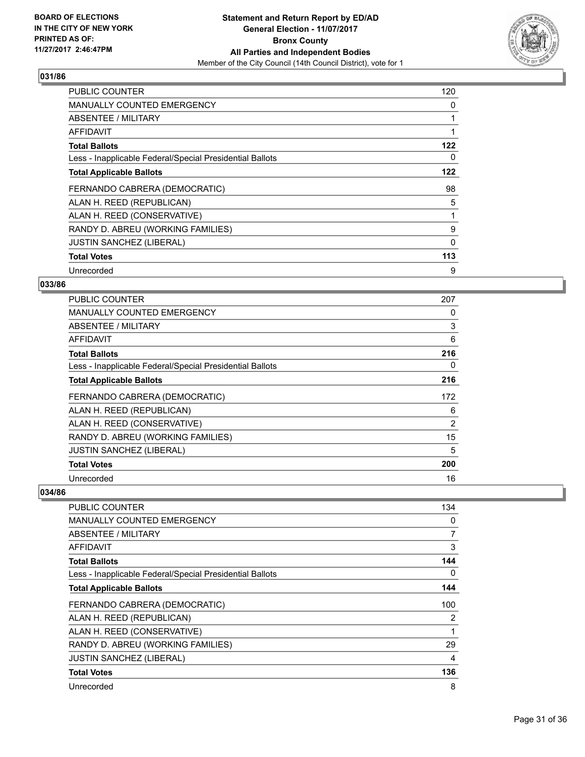**BOARD OF ELECTIONS IN THE CITY OF NEW YORK PRINTED AS OF: 11/27/2017 2:46:47PM**

**Statement and Return Report by ED/AD General Election - 11/07/2017 Bronx County All Parties and Independent Bodies**

Member of the City Council (14th Council District), vote for 1

### 031/86

| | |
|---|---|
| PUBLIC COUNTER | 120 |
| MANUALLY COUNTED EMERGENCY | 0 |
| ABSENTEE / MILITARY | 1 |
| AFFIDAVIT | 1 |
| **Total Ballots** | **122** |
| Less - Inapplicable Federal/Special Presidential Ballots | 0 |
| **Total Applicable Ballots** | **122** |
| FERNANDO CABRERA (DEMOCRATIC) | 98 |
| ALAN H. REED (REPUBLICAN) | 5 |
| ALAN H. REED (CONSERVATIVE) | 1 |
| RANDY D. ABREU (WORKING FAMILIES) | 9 |
| JUSTIN SANCHEZ (LIBERAL) | 0 |
| **Total Votes** | **113** |
| Unrecorded | 9 |

### 033/86

| | |
|---|---|
| PUBLIC COUNTER | 207 |
| MANUALLY COUNTED EMERGENCY | 0 |
| ABSENTEE / MILITARY | 3 |
| AFFIDAVIT | 6 |
| **Total Ballots** | **216** |
| Less - Inapplicable Federal/Special Presidential Ballots | 0 |
| **Total Applicable Ballots** | **216** |
| FERNANDO CABRERA (DEMOCRATIC) | 172 |
| ALAN H. REED (REPUBLICAN) | 6 |
| ALAN H. REED (CONSERVATIVE) | 2 |
| RANDY D. ABREU (WORKING FAMILIES) | 15 |
| JUSTIN SANCHEZ (LIBERAL) | 5 |
| **Total Votes** | **200** |
| Unrecorded | 16 |

### 034/86

| | |
|---|---|
| PUBLIC COUNTER | 134 |
| MANUALLY COUNTED EMERGENCY | 0 |
| ABSENTEE / MILITARY | 7 |
| AFFIDAVIT | 3 |
| **Total Ballots** | **144** |
| Less - Inapplicable Federal/Special Presidential Ballots | 0 |
| **Total Applicable Ballots** | **144** |
| FERNANDO CABRERA (DEMOCRATIC) | 100 |
| ALAN H. REED (REPUBLICAN) | 2 |
| ALAN H. REED (CONSERVATIVE) | 1 |
| RANDY D. ABREU (WORKING FAMILIES) | 29 |
| JUSTIN SANCHEZ (LIBERAL) | 4 |
| **Total Votes** | **136** |
| Unrecorded | 8 |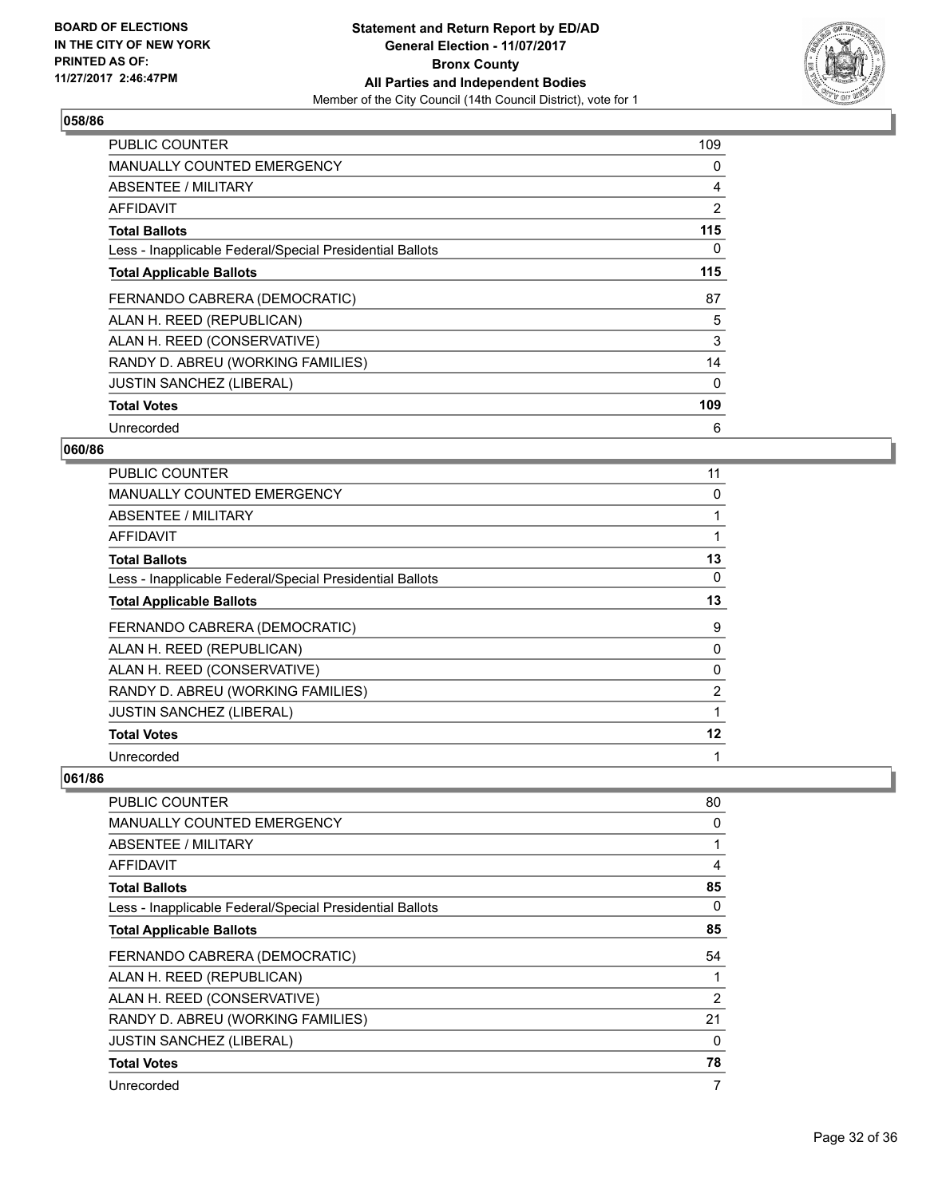BOARD OF ELECTIONS
IN THE CITY OF NEW YORK
PRINTED AS OF:
11/27/2017 2:46:47PM

**Statement and Return Report by ED/AD**
**General Election - 11/07/2017**
**Bronx County**
**All Parties and Independent Bodies**
Member of the City Council (14th Council District), vote for 1

### 058/86

| | |
|---|---|
| PUBLIC COUNTER | 109 |
| MANUALLY COUNTED EMERGENCY | 0 |
| ABSENTEE / MILITARY | 4 |
| AFFIDAVIT | 2 |
| **Total Ballots** | **115** |
| Less - Inapplicable Federal/Special Presidential Ballots | 0 |
| **Total Applicable Ballots** | **115** |
| FERNANDO CABRERA (DEMOCRATIC) | 87 |
| ALAN H. REED (REPUBLICAN) | 5 |
| ALAN H. REED (CONSERVATIVE) | 3 |
| RANDY D. ABREU (WORKING FAMILIES) | 14 |
| JUSTIN SANCHEZ (LIBERAL) | 0 |
| **Total Votes** | **109** |
| Unrecorded | 6 |

### 060/86

| | |
|---|---|
| PUBLIC COUNTER | 11 |
| MANUALLY COUNTED EMERGENCY | 0 |
| ABSENTEE / MILITARY | 1 |
| AFFIDAVIT | 1 |
| **Total Ballots** | **13** |
| Less - Inapplicable Federal/Special Presidential Ballots | 0 |
| **Total Applicable Ballots** | **13** |
| FERNANDO CABRERA (DEMOCRATIC) | 9 |
| ALAN H. REED (REPUBLICAN) | 0 |
| ALAN H. REED (CONSERVATIVE) | 0 |
| RANDY D. ABREU (WORKING FAMILIES) | 2 |
| JUSTIN SANCHEZ (LIBERAL) | 1 |
| **Total Votes** | **12** |
| Unrecorded | 1 |

### 061/86

| | |
|---|---|
| PUBLIC COUNTER | 80 |
| MANUALLY COUNTED EMERGENCY | 0 |
| ABSENTEE / MILITARY | 1 |
| AFFIDAVIT | 4 |
| **Total Ballots** | **85** |
| Less - Inapplicable Federal/Special Presidential Ballots | 0 |
| **Total Applicable Ballots** | **85** |
| FERNANDO CABRERA (DEMOCRATIC) | 54 |
| ALAN H. REED (REPUBLICAN) | 1 |
| ALAN H. REED (CONSERVATIVE) | 2 |
| RANDY D. ABREU (WORKING FAMILIES) | 21 |
| JUSTIN SANCHEZ (LIBERAL) | 0 |
| **Total Votes** | **78** |
| Unrecorded | 7 |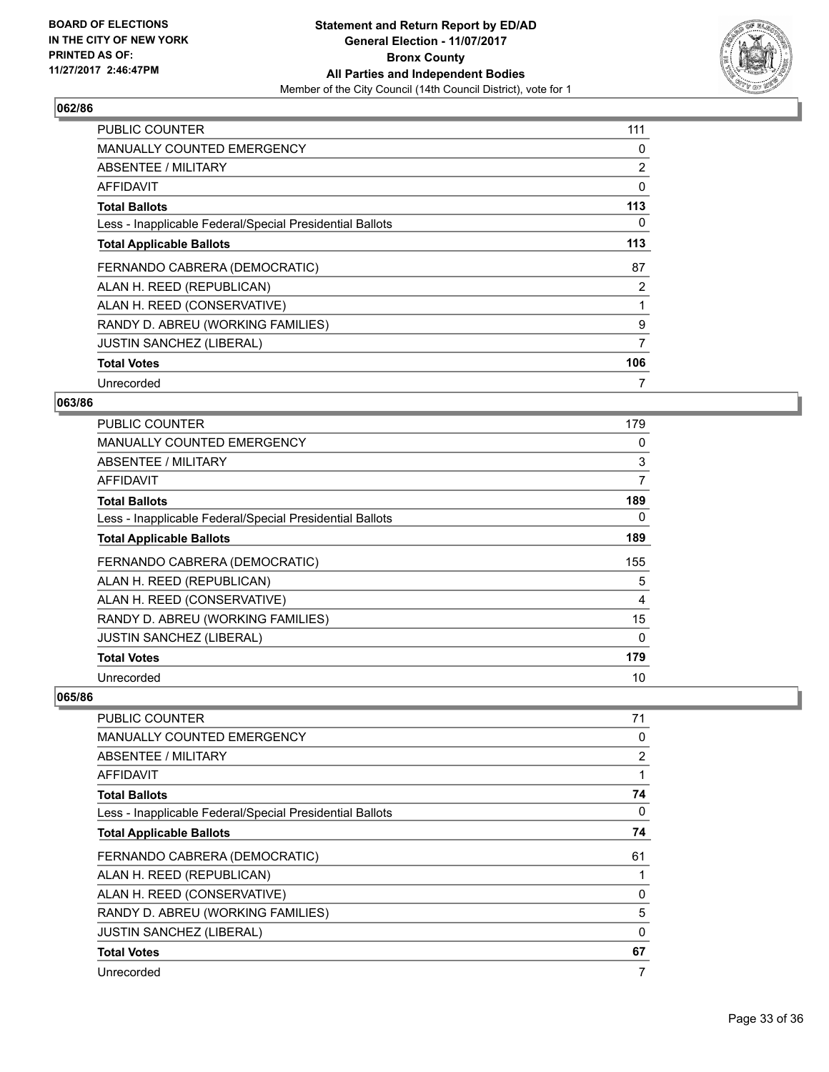BOARD OF ELECTIONS
IN THE CITY OF NEW YORK
PRINTED AS OF:
11/27/2017 2:46:47PM

**Statement and Return Report by ED/AD**
**General Election - 11/07/2017**
**Bronx County**
**All Parties and Independent Bodies**
Member of the City Council (14th Council District), vote for 1

### 062/86

| | |
|---|---|
| PUBLIC COUNTER | 111 |
| MANUALLY COUNTED EMERGENCY | 0 |
| ABSENTEE / MILITARY | 2 |
| AFFIDAVIT | 0 |
| **Total Ballots** | **113** |
| Less - Inapplicable Federal/Special Presidential Ballots | 0 |
| **Total Applicable Ballots** | **113** |
| FERNANDO CABRERA (DEMOCRATIC) | 87 |
| ALAN H. REED (REPUBLICAN) | 2 |
| ALAN H. REED (CONSERVATIVE) | 1 |
| RANDY D. ABREU (WORKING FAMILIES) | 9 |
| JUSTIN SANCHEZ (LIBERAL) | 7 |
| **Total Votes** | **106** |
| Unrecorded | 7 |

### 063/86

| | |
|---|---|
| PUBLIC COUNTER | 179 |
| MANUALLY COUNTED EMERGENCY | 0 |
| ABSENTEE / MILITARY | 3 |
| AFFIDAVIT | 7 |
| **Total Ballots** | **189** |
| Less - Inapplicable Federal/Special Presidential Ballots | 0 |
| **Total Applicable Ballots** | **189** |
| FERNANDO CABRERA (DEMOCRATIC) | 155 |
| ALAN H. REED (REPUBLICAN) | 5 |
| ALAN H. REED (CONSERVATIVE) | 4 |
| RANDY D. ABREU (WORKING FAMILIES) | 15 |
| JUSTIN SANCHEZ (LIBERAL) | 0 |
| **Total Votes** | **179** |
| Unrecorded | 10 |

### 065/86

| | |
|---|---|
| PUBLIC COUNTER | 71 |
| MANUALLY COUNTED EMERGENCY | 0 |
| ABSENTEE / MILITARY | 2 |
| AFFIDAVIT | 1 |
| **Total Ballots** | **74** |
| Less - Inapplicable Federal/Special Presidential Ballots | 0 |
| **Total Applicable Ballots** | **74** |
| FERNANDO CABRERA (DEMOCRATIC) | 61 |
| ALAN H. REED (REPUBLICAN) | 1 |
| ALAN H. REED (CONSERVATIVE) | 0 |
| RANDY D. ABREU (WORKING FAMILIES) | 5 |
| JUSTIN SANCHEZ (LIBERAL) | 0 |
| **Total Votes** | **67** |
| Unrecorded | 7 |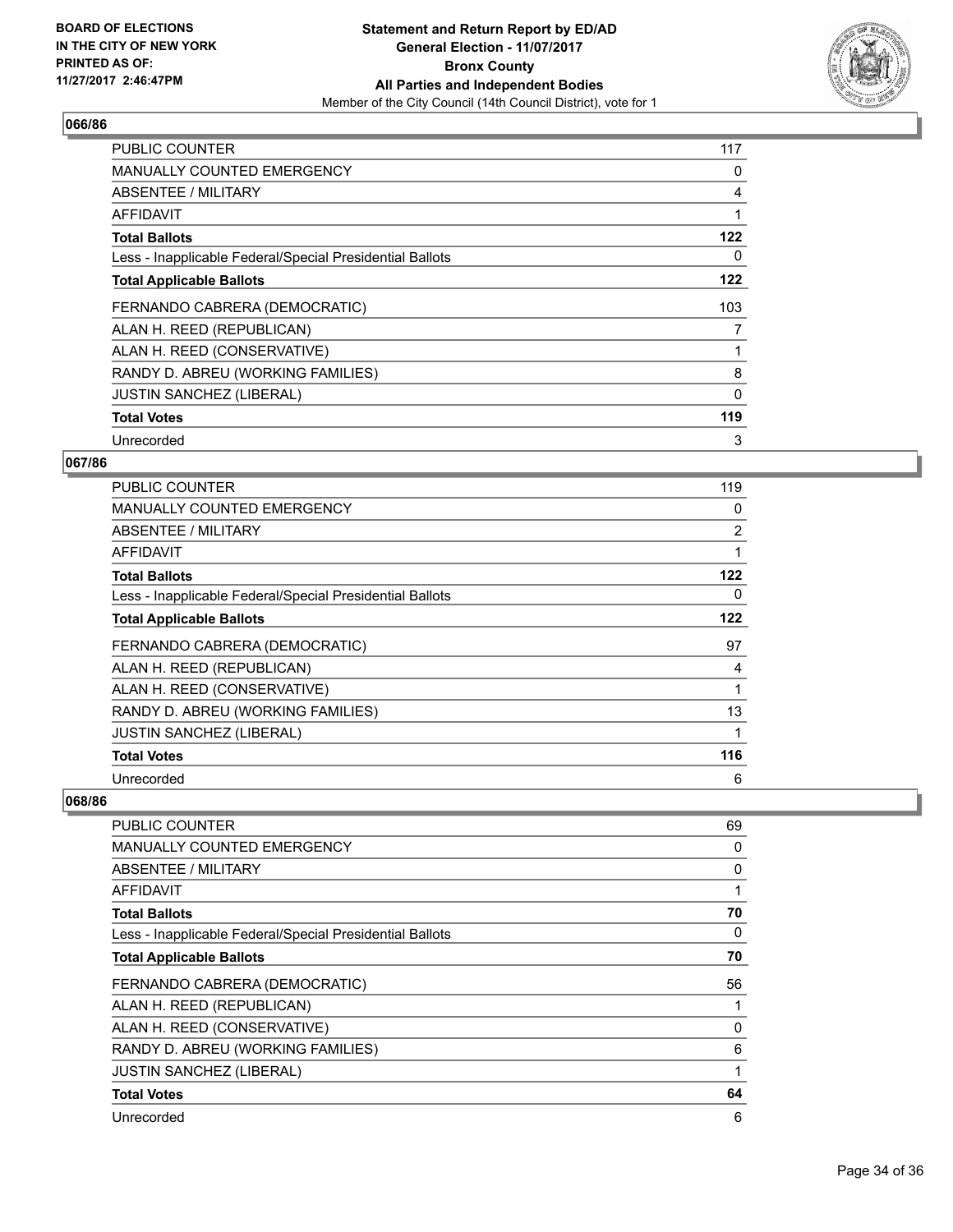BOARD OF ELECTIONS
IN THE CITY OF NEW YORK
PRINTED AS OF:
11/27/2017 2:46:47PM

**Statement and Return Report by ED/AD**
**General Election - 11/07/2017**
**Bronx County**
**All Parties and Independent Bodies**
Member of the City Council (14th Council District), vote for 1

### 066/86

| | |
|---|---|
| PUBLIC COUNTER | 117 |
| MANUALLY COUNTED EMERGENCY | 0 |
| ABSENTEE / MILITARY | 4 |
| AFFIDAVIT | 1 |
| **Total Ballots** | **122** |
| Less - Inapplicable Federal/Special Presidential Ballots | 0 |
| **Total Applicable Ballots** | **122** |
| FERNANDO CABRERA (DEMOCRATIC) | 103 |
| ALAN H. REED (REPUBLICAN) | 7 |
| ALAN H. REED (CONSERVATIVE) | 1 |
| RANDY D. ABREU (WORKING FAMILIES) | 8 |
| JUSTIN SANCHEZ (LIBERAL) | 0 |
| **Total Votes** | **119** |
| Unrecorded | 3 |

### 067/86

| | |
|---|---|
| PUBLIC COUNTER | 119 |
| MANUALLY COUNTED EMERGENCY | 0 |
| ABSENTEE / MILITARY | 2 |
| AFFIDAVIT | 1 |
| **Total Ballots** | **122** |
| Less - Inapplicable Federal/Special Presidential Ballots | 0 |
| **Total Applicable Ballots** | **122** |
| FERNANDO CABRERA (DEMOCRATIC) | 97 |
| ALAN H. REED (REPUBLICAN) | 4 |
| ALAN H. REED (CONSERVATIVE) | 1 |
| RANDY D. ABREU (WORKING FAMILIES) | 13 |
| JUSTIN SANCHEZ (LIBERAL) | 1 |
| **Total Votes** | **116** |
| Unrecorded | 6 |

### 068/86

| | |
|---|---|
| PUBLIC COUNTER | 69 |
| MANUALLY COUNTED EMERGENCY | 0 |
| ABSENTEE / MILITARY | 0 |
| AFFIDAVIT | 1 |
| **Total Ballots** | **70** |
| Less - Inapplicable Federal/Special Presidential Ballots | 0 |
| **Total Applicable Ballots** | **70** |
| FERNANDO CABRERA (DEMOCRATIC) | 56 |
| ALAN H. REED (REPUBLICAN) | 1 |
| ALAN H. REED (CONSERVATIVE) | 0 |
| RANDY D. ABREU (WORKING FAMILIES) | 6 |
| JUSTIN SANCHEZ (LIBERAL) | 1 |
| **Total Votes** | **64** |
| Unrecorded | 6 |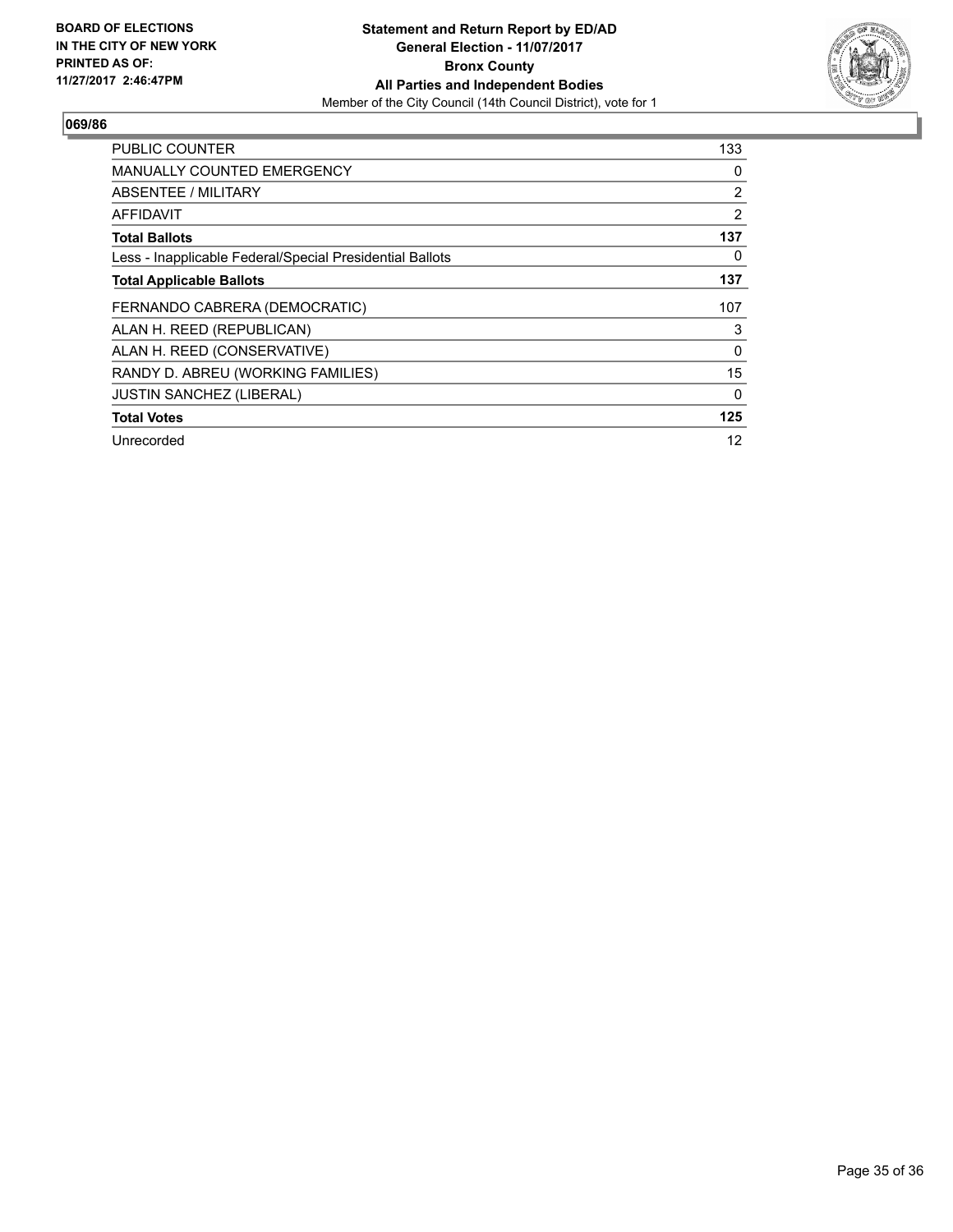**BOARD OF ELECTIONS IN THE CITY OF NEW YORK PRINTED AS OF: 11/27/2017 2:46:47PM**

**Statement and Return Report by ED/AD**
**General Election - 11/07/2017**
**Bronx County**
**All Parties and Independent Bodies**
Member of the City Council (14th Council District), vote for 1

**069/86**

| | |
|---|---|
| PUBLIC COUNTER | 133 |
| MANUALLY COUNTED EMERGENCY | 0 |
| ABSENTEE / MILITARY | 2 |
| AFFIDAVIT | 2 |
| **Total Ballots** | **137** |
| Less - Inapplicable Federal/Special Presidential Ballots | 0 |
| **Total Applicable Ballots** | **137** |
| FERNANDO CABRERA (DEMOCRATIC) | 107 |
| ALAN H. REED (REPUBLICAN) | 3 |
| ALAN H. REED (CONSERVATIVE) | 0 |
| RANDY D. ABREU (WORKING FAMILIES) | 15 |
| JUSTIN SANCHEZ (LIBERAL) | 0 |
| **Total Votes** | **125** |
| Unrecorded | 12 |